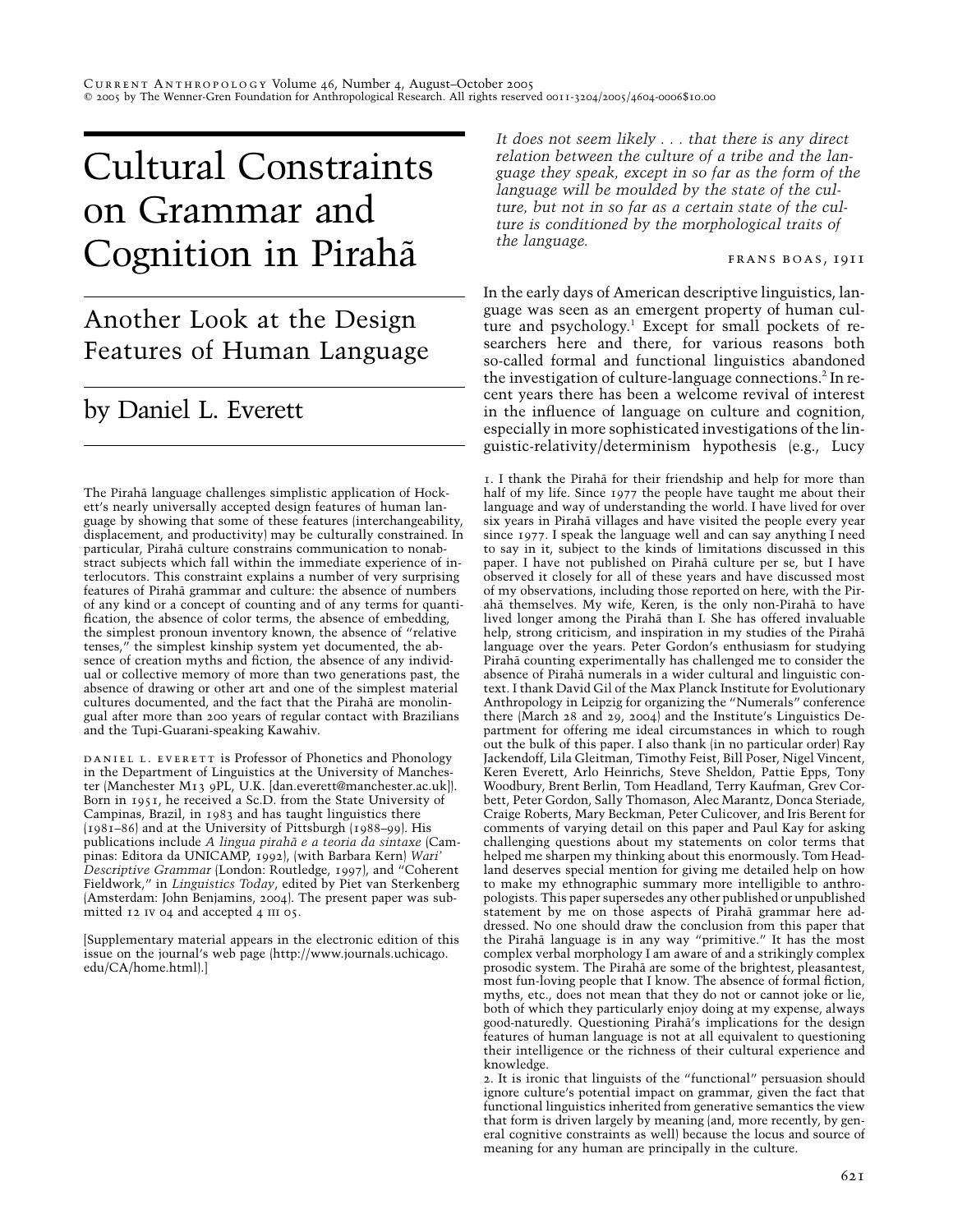# Cultural Constraints on Grammar and Cognition in Pirahã

## Another Look at the Design Features of Human Language

### by Daniel L. Everett

The Pirahã language challenges simplistic application of Hockett's nearly universally accepted design features of human language by showing that some of these features (interchangeability, displacement, and productivity) may be culturally constrained. In particular, Pirahã culture constrains communication to nonabstract subjects which fall within the immediate experience of interlocutors. This constraint explains a number of very surprising features of Pirahã grammar and culture: the absence of numbers of any kind or a concept of counting and of any terms for quantification, the absence of color terms, the absence of embedding, the simplest pronoun inventory known, the absence of "relative tenses," the simplest kinship system yet documented, the absence of creation myths and fiction, the absence of any individual or collective memory of more than two generations past, the absence of drawing or other art and one of the simplest material cultures documented, and the fact that the Pirahã are monolingual after more than 200 years of regular contact with Brazilians and the Tupi-Guarani-speaking Kawahiv.

DANIEL L. EVERETT is Professor of Phonetics and Phonology in the Department of Linguistics at the University of Manchester (Manchester M13 9PL, U.K. [dan.everett@manchester.ac.uk]). Born in 1951, he received a Sc.D. from the State University of Campinas, Brazil, in 1983 and has taught linguistics there (1981–86) and at the University of Pittsburgh (1988–99). His publications include *A lingua pirahã e a teoria da sintaxe* (Campinas: Editora da UNICAMP, 1992), (with Barbara Kern) *Wari' Descriptive Grammar* (London: Routledge, 1997), and "Coherent Fieldwork," in *Linguistics Today*, edited by Piet van Sterkenberg (Amsterdam: John Benjamins, 2004). The present paper was submitted 12 IV 04 and accepted 4 III 05.

[Supplementary material appears in the electronic edition of this issue on the journal's web page (http://www.journals.uchicago.edu/CA/home.html).]

> *It does not seem likely . . . that there is any direct relation between the culture of a tribe and the language they speak, except in so far as the form of the language will be moulded by the state of the culture, but not in so far as a certain state of the culture is conditioned by the morphological traits of the language.*
>
> FRANS BOAS, 1911

In the early days of American descriptive linguistics, language was seen as an emergent property of human culture and psychology.[1] Except for small pockets of researchers here and there, for various reasons both so-called formal and functional linguistics abandoned the investigation of culture-language connections.[2] In recent years there has been a welcome revival of interest in the influence of language on culture and cognition, especially in more sophisticated investigations of the linguistic-relativity/determinism hypothesis (e.g., Lucy

1. I thank the Pirahã for their friendship and help for more than half of my life. Since 1977 the people have taught me about their language and way of understanding the world. I have lived for over six years in Pirahã villages and have visited the people every year since 1977. I speak the language well and can say anything I need to say in it, subject to the kinds of limitations discussed in this paper. I have not published on Pirahã culture per se, but I have observed it closely for all of these years and have discussed most of my observations, including those reported on here, with the Pirahã themselves. My wife, Keren, is the only non-Pirahã to have lived longer among the Pirahã than I. She has offered invaluable help, strong criticism, and inspiration in my studies of the Pirahã language over the years. Peter Gordon's enthusiasm for studying Pirahã counting experimentally has challenged me to consider the absence of Pirahã numerals in a wider cultural and linguistic context. I thank David Gil of the Max Planck Institute for Evolutionary Anthropology in Leipzig for organizing the "Numerals" conference there (March 28 and 29, 2004) and the Institute's Linguistics Department for offering me ideal circumstances in which to rough out the bulk of this paper. I also thank (in no particular order) Ray Jackendoff, Lila Gleitman, Timothy Feist, Bill Poser, Nigel Vincent, Keren Everett, Arlo Heinrichs, Steve Sheldon, Pattie Epps, Tony Woodbury, Brent Berlin, Tom Headland, Terry Kaufman, Grev Corbett, Peter Gordon, Sally Thomason, Alec Marantz, Donca Steriade, Craige Roberts, Mary Beckman, Peter Culicover, and Iris Berent for comments of varying detail on this paper and Paul Kay for asking challenging questions about my statements on color terms that helped me sharpen my thinking about this enormously. Tom Headland deserves special mention for giving me detailed help on how to make my ethnographic summary more intelligible to anthropologists. This paper supersedes any other published or unpublished statement by me on those aspects of Pirahã grammar here addressed. No one should draw the conclusion from this paper that the Pirahã language is in any way "primitive." It has the most complex verbal morphology I am aware of and a strikingly complex prosodic system. The Pirahã are some of the brightest, pleasantest, most fun-loving people that I know. The absence of formal fiction, myths, etc., does not mean that they do not or cannot joke or lie, both of which they particularly enjoy doing at my expense, always good-naturedly. Questioning Pirahã's implications for the design features of human language is not at all equivalent to questioning their intelligence or the richness of their cultural experience and knowledge.

2. It is ironic that linguists of the "functional" persuasion should ignore culture's potential impact on grammar, given the fact that functional linguistics inherited from generative semantics the view that form is driven largely by meaning (and, more recently, by general cognitive constraints as well) because the locus and source of meaning for any human are principally in the culture.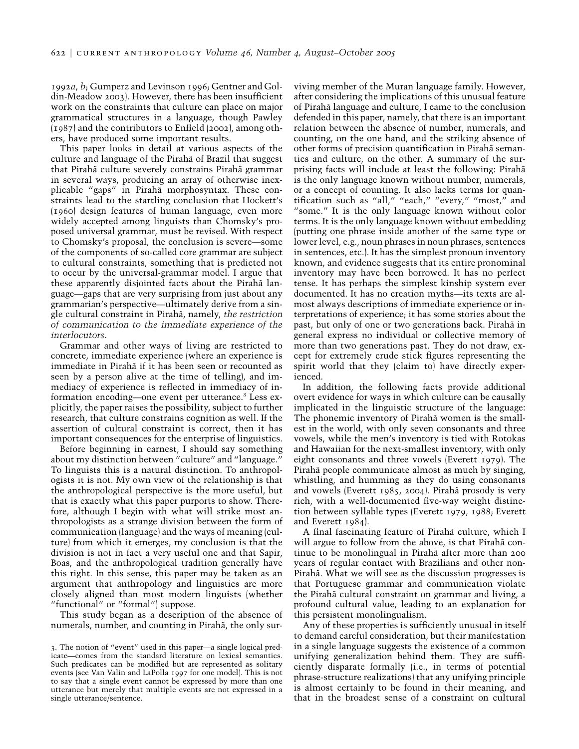1992*a*, *b*; Gumperz and Levinson 1996; Gentner and Goldin-Meadow 2003). However, there has been insufficient work on the constraints that culture can place on major grammatical structures in a language, though Pawley (1987) and the contributors to Enfield (2002), among others, have produced some important results.

This paper looks in detail at various aspects of the culture and language of the Pirahã of Brazil that suggest that Pirahã culture severely constrains Pirahã grammar in several ways, producing an array of otherwise inexplicable "gaps" in Pirahã morphosyntax. These constraints lead to the startling conclusion that Hockett's (1960) design features of human language, even more widely accepted among linguists than Chomsky's proposed universal grammar, must be revised. With respect to Chomsky's proposal, the conclusion is severe—some of the components of so-called core grammar are subject to cultural constraints, something that is predicted not to occur by the universal-grammar model. I argue that these apparently disjointed facts about the Pirahã language—gaps that are very surprising from just about any grammarian's perspective—ultimately derive from a single cultural constraint in Pirahã, namely, *the restriction of communication to the immediate experience of the interlocutors*.

Grammar and other ways of living are restricted to concrete, immediate experience (where an experience is immediate in Pirahã if it has been seen or recounted as seen by a person alive at the time of telling), and immediacy of experience is reflected in immediacy of information encoding—one event per utterance.[3] Less explicitly, the paper raises the possibility, subject to further research, that culture constrains cognition as well. If the assertion of cultural constraint is correct, then it has important consequences for the enterprise of linguistics.

Before beginning in earnest, I should say something about my distinction between "culture" and "language." To linguists this is a natural distinction. To anthropologists it is not. My own view of the relationship is that the anthropological perspective is the more useful, but that is exactly what this paper purports to show. Therefore, although I begin with what will strike most anthropologists as a strange division between the form of communication (language) and the ways of meaning (culture) from which it emerges, my conclusion is that the division is not in fact a very useful one and that Sapir, Boas, and the anthropological tradition generally have this right. In this sense, this paper may be taken as an argument that anthropology and linguistics are more closely aligned than most modern linguists (whether "functional" or "formal") suppose.

This study began as a description of the absence of numerals, number, and counting in Pirahã, the only surviving member of the Muran language family. However, after considering the implications of this unusual feature of Pirahã language and culture, I came to the conclusion defended in this paper, namely, that there is an important relation between the absence of number, numerals, and counting, on the one hand, and the striking absence of other forms of precision quantification in Pirahã semantics and culture, on the other. A summary of the surprising facts will include at least the following: Pirahã is the only language known without number, numerals, or a concept of counting. It also lacks terms for quantification such as "all," "each," "every," "most," and "some." It is the only language known without color terms. It is the only language known without embedding (putting one phrase inside another of the same type or lower level, e.g., noun phrases in noun phrases, sentences in sentences, etc.). It has the simplest pronoun inventory known, and evidence suggests that its entire pronominal inventory may have been borrowed. It has no perfect tense. It has perhaps the simplest kinship system ever documented. It has no creation myths—its texts are almost always descriptions of immediate experience or interpretations of experience; it has some stories about the past, but only of one or two generations back. Pirahã in general express no individual or collective memory of more than two generations past. They do not draw, except for extremely crude stick figures representing the spirit world that they (claim to) have directly experienced.

In addition, the following facts provide additional overt evidence for ways in which culture can be causally implicated in the linguistic structure of the language: The phonemic inventory of Pirahã women is the smallest in the world, with only seven consonants and three vowels, while the men's inventory is tied with Rotokas and Hawaiian for the next-smallest inventory, with only eight consonants and three vowels (Everett 1979). The Pirahã people communicate almost as much by singing, whistling, and humming as they do using consonants and vowels (Everett 1985, 2004). Pirahã prosody is very rich, with a well-documented five-way weight distinction between syllable types (Everett 1979, 1988; Everett and Everett 1984).

A final fascinating feature of Pirahã culture, which I will argue to follow from the above, is that Pirahã continue to be monolingual in Pirahã after more than 200 years of regular contact with Brazilians and other non-Pirahã. What we will see as the discussion progresses is that Portuguese grammar and communication violate the Pirahã cultural constraint on grammar and living, a profound cultural value, leading to an explanation for this persistent monolingualism.

Any of these properties is sufficiently unusual in itself to demand careful consideration, but their manifestation in a single language suggests the existence of a common unifying generalization behind them. They are sufficiently disparate formally (i.e., in terms of potential phrase-structure realizations) that any unifying principle is almost certainly to be found in their meaning, and that in the broadest sense of a constraint on cultural

3. The notion of "event" used in this paper—a single logical predicate—comes from the standard literature on lexical semantics. Such predicates can be modified but are represented as solitary events (see Van Valin and LaPolla 1997 for one model). This is not to say that a single event cannot be expressed by more than one utterance but merely that multiple events are not expressed in a single utterance/sentence.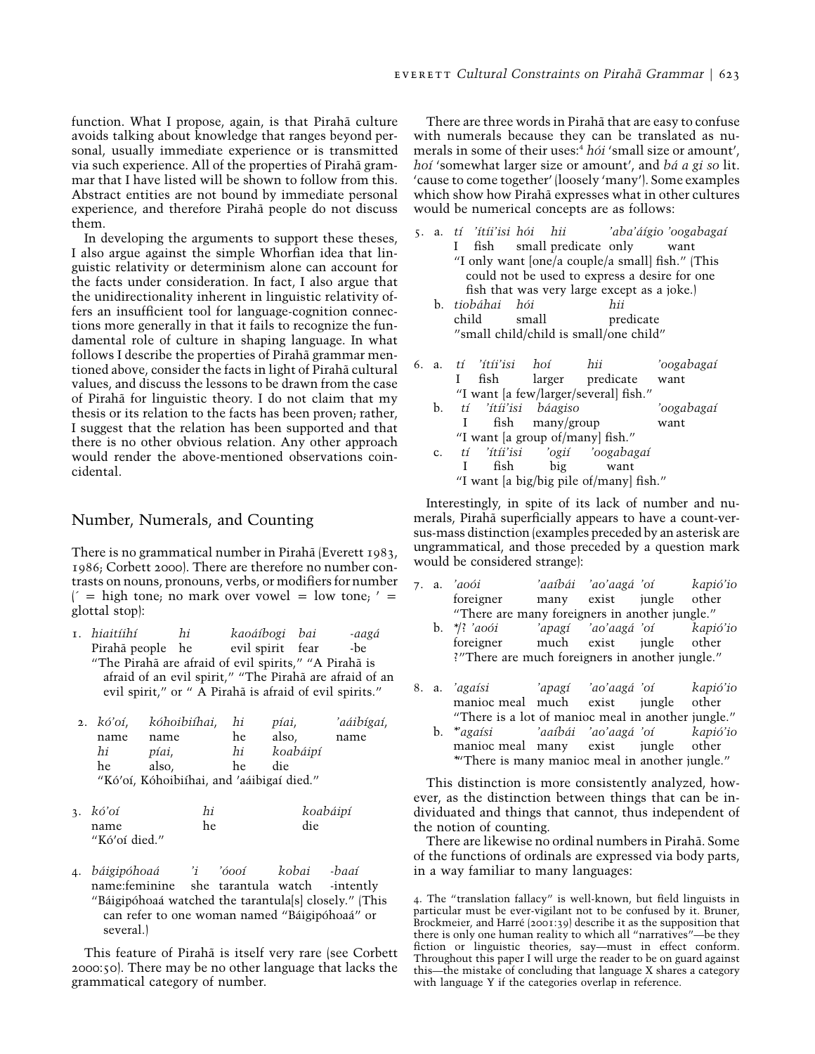function. What I propose, again, is that Pirahã culture avoids talking about knowledge that ranges beyond personal, usually immediate experience or is transmitted via such experience. All of the properties of Pirahã grammar that I have listed will be shown to follow from this. Abstract entities are not bound by immediate personal experience, and therefore Pirahã people do not discuss them.

In developing the arguments to support these theses, I also argue against the simple Whorfian idea that linguistic relativity or determinism alone can account for the facts under consideration. In fact, I also argue that the unidirectionality inherent in linguistic relativity offers an insufficient tool for language-cognition connections more generally in that it fails to recognize the fundamental role of culture in shaping language. In what follows I describe the properties of Pirahã grammar mentioned above, consider the facts in light of Pirahã cultural values, and discuss the lessons to be drawn from the case of Pirahã for linguistic theory. I do not claim that my thesis or its relation to the facts has been proven; rather, I suggest that the relation has been supported and that there is no other obvious relation. Any other approach would render the above-mentioned observations coincidental.

## Number, Numerals, and Counting

There is no grammatical number in Pirahã (Everett 1983, 1986; Corbett 2000). There are therefore no number contrasts on nouns, pronouns, verbs, or modifiers for number (´ = high tone; no mark over vowel = low tone; ’ = glottal stop):

1. *hiaitíihí* *hi* *kaoáíbogi* *bai* *-aagá*
   Pirahã people he evil spirit fear -be
   "The Pirahã are afraid of evil spirits," "A Pirahã is afraid of an evil spirit," "The Pirahã are afraid of an evil spirit," or " A Pirahã is afraid of evil spirits."

2. *kó’oí,* *kóhoibiíhai,* *hi* *píai,* *’aáibígaí,*
   name name he also, name
   *hi* *píai,* *hi* *koabáipí*
   he also, he die
   "Kó’oí, Kóhoibiíhai, and ’aáibigaí died."

3. *kó’oí* *hi* *koabáipí*
   name he die
   "Kó’oí died."

4. *báigipóhoaá* *’i* *’óooí* *kobai* *-baaí*
   name:feminine she tarantula watch -intently
   "Báigipóhoaá watched the tarantula[s] closely." (This can refer to one woman named "Báigipóhoaá" or several.)

This feature of Pirahã is itself very rare (see Corbett 2000:50). There may be no other language that lacks the grammatical category of number.

There are three words in Pirahã that are easy to confuse with numerals because they can be translated as numerals in some of their uses:[4] *hói* 'small size or amount', *hoí* 'somewhat larger size or amount', and *bá a gi so* lit. 'cause to come together' (loosely 'many'). Some examples which show how Pirahã expresses what in other cultures would be numerical concepts are as follows:

5. a. *tí* *’ítíi’isi* *hói* *hii* *’aba’áígio* *’oogabagaí*
   I fish small predicate only want
   "I only want [one/a couple/a small] fish." (This could not be used to express a desire for one fish that was very large except as a joke.)
   b. *tiobáhai* *hói* *hii*
   child small predicate
   "small child/child is small/one child"

6. a. *tí* *’ítíi’isi* *hoí* *hii* *’oogabagaí*
   I fish larger predicate want
   "I want [a few/larger/several] fish."
   b. *tí* *’ítíi’isi* *báagiso* *’oogabagaí*
   I fish many/group want
   "I want [a group of/many] fish."
   c. *tí* *’ítíi’isi* *’ogií* *’oogabagaí*
   I fish big want
   "I want [a big/big pile of/many] fish."

Interestingly, in spite of its lack of number and numerals, Pirahã superficially appears to have a count-versus-mass distinction (examples preceded by an asterisk are ungrammatical, and those preceded by a question mark would be considered strange):

7. a. *’aoói* *’aaíbái* *’ao’aagá* *’oí* *kapió’io*
   foreigner many exist jungle other
   "There are many foreigners in another jungle."
   b. \*/? *’aoói* *’apagí* *’ao’aagá* *’oí* *kapió’io*
   foreigner much exist jungle other
   ?"There are much foreigners in another jungle."

8. a. *’agaísi* *’apagí* *’ao’aagá* *’oí* *kapió’io*
   manioc meal much exist jungle other
   "There is a lot of manioc meal in another jungle."
   b. \**’agaísi* *’aaíbái* *’ao’aagá* *’oí* *kapió’io*
   manioc meal many exist jungle other
   \*"There is many manioc meal in another jungle."

This distinction is more consistently analyzed, however, as the distinction between things that can be individuated and things that cannot, thus independent of the notion of counting.

There are likewise no ordinal numbers in Pirahã. Some of the functions of ordinals are expressed via body parts, in a way familiar to many languages:

4. The "translation fallacy" is well-known, but field linguists in particular must be ever-vigilant not to be confused by it. Bruner, Brockmeier, and Harré (2001:39) describe it as the supposition that there is only one human reality to which all "narratives"—be they fiction or linguistic theories, say—must in effect conform. Throughout this paper I will urge the reader to be on guard against this—the mistake of concluding that language X shares a category with language Y if the categories overlap in reference.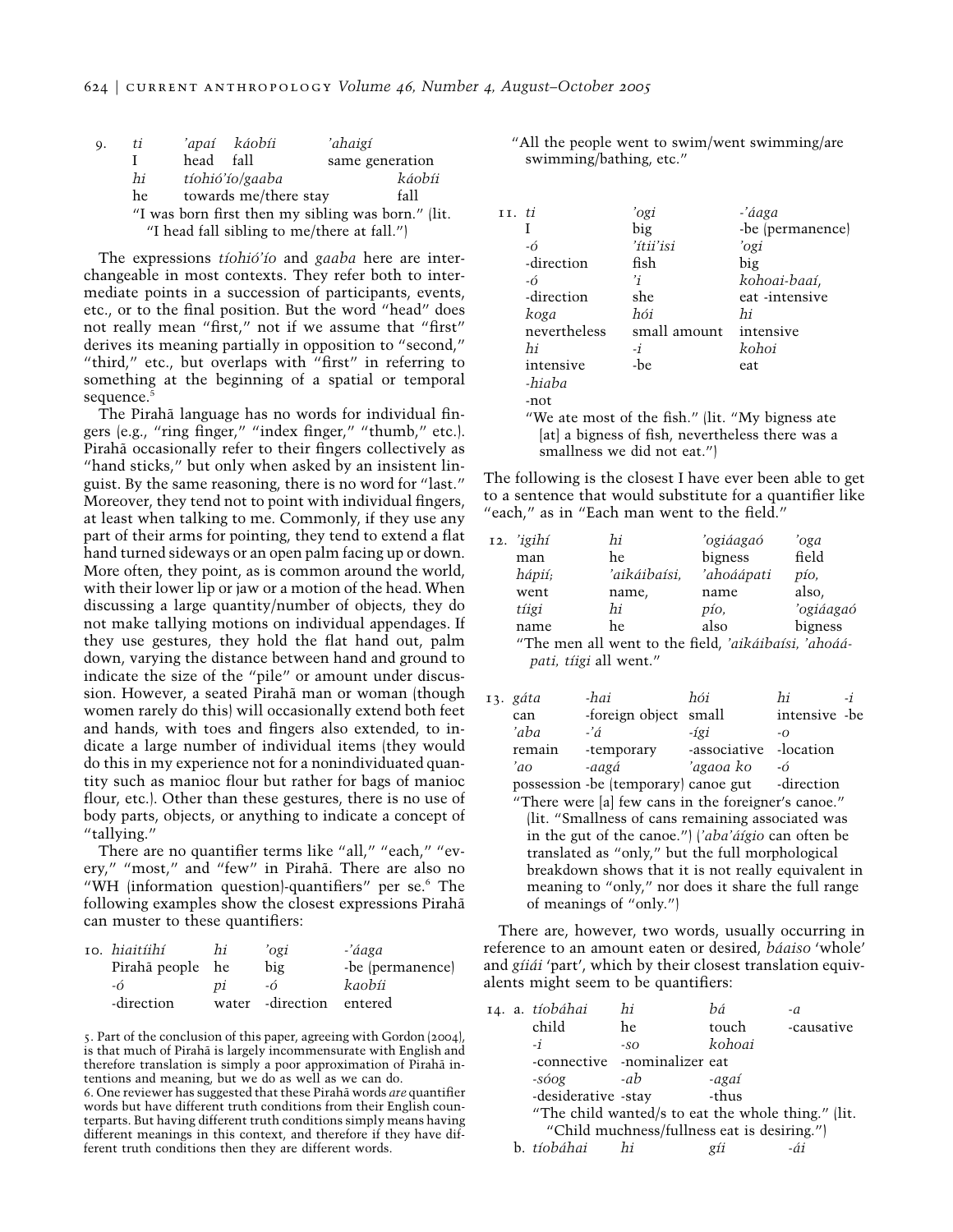| 9. | *ti* | *'apaí* | *káobíi* | *'ahaigí* |
|---|---|---|---|---|
| | I | head | fall | same generation |
| | *hi* | *tíohió'ío/gaaba* | | *káobíi* |
| | he | towards me/there stay | | fall |

"I was born first then my sibling was born." (lit. "I head fall sibling to me/there at fall.")

The expressions *tíohió'ío* and *gaaba* here are interchangeable in most contexts. They refer both to intermediate points in a succession of participants, events, etc., or to the final position. But the word "head" does not really mean "first," not if we assume that "first" derives its meaning partially in opposition to "second," "third," etc., but overlaps with "first" in referring to something at the beginning of a spatial or temporal sequence.[5]

The Pirahã language has no words for individual fingers (e.g., "ring finger," "index finger," "thumb," etc.). Pirahã occasionally refer to their fingers collectively as "hand sticks," but only when asked by an insistent linguist. By the same reasoning, there is no word for "last." Moreover, they tend not to point with individual fingers, at least when talking to me. Commonly, if they use any part of their arms for pointing, they tend to extend a flat hand turned sideways or an open palm facing up or down. More often, they point, as is common around the world, with their lower lip or jaw or a motion of the head. When discussing a large quantity/number of objects, they do not make tallying motions on individual appendages. If they use gestures, they hold the flat hand out, palm down, varying the distance between hand and ground to indicate the size of the "pile" or amount under discussion. However, a seated Pirahã man or woman (though women rarely do this) will occasionally extend both feet and hands, with toes and fingers also extended, to indicate a large number of individual items (they would do this in my experience not for a nonindividuated quantity such as manioc flour but rather for bags of manioc flour, etc.). Other than these gestures, there is no use of body parts, objects, or anything to indicate a concept of "tallying."

There are no quantifier terms like "all," "each," "every," "most," and "few" in Pirahã. There are also no "WH (information question)-quantifiers" per se.[6] The following examples show the closest expressions Pirahã can muster to these quantifiers:

| 10. | *hiaitíihí* | *hi* | *'ogi* | *-'áaga* |
|---|---|---|---|---|
| | Pirahã people | he | big | -be (permanence) |
| | *-ó* | *pi* | *-ó* | *kaobíi* |
| | -direction | water | -direction | entered |

"All the people went to swim/went swimming/are swimming/bathing, etc."

| 11. | *ti* | *'ogi* | *-'áaga* |
|---|---|---|---|
| | I | big | -be (permanence) |
| | *-ó* | *'ítii'isi* | *'ogi* |
| | -direction | fish | big |
| | *-ó* | *'i* | *kohoai-baaí,* |
| | -direction | she | eat -intensive |
| | *koga* | *hói* | *hi* |
| | nevertheless | small amount | intensive |
| | *hi* | *-i* | *kohoi* |
| | intensive | -be | eat |
| | *-hiaba* | | |
| | -not | | |

"We ate most of the fish." (lit. "My bigness ate [at] a bigness of fish, nevertheless there was a smallness we did not eat.")

The following is the closest I have ever been able to get to a sentence that would substitute for a quantifier like "each," as in "Each man went to the field."

| 12. | *'igihí* | *hi* | *'ogiáagaó* | *'oga* |
|---|---|---|---|---|
| | man | he | bigness | field |
| | *hápií;* | *'aikáibaísi,* | *'ahoáápati* | *pío,* |
| | went | name, | name | also, |
| | *tíigi* | *hi* | *pío,* | *'ogiáagaó* |
| | name | he | also | bigness |

"The men all went to the field, *'aikáibaísi, 'ahoáápati, tíigi* all went."

| 13. | *gáta* | *-hai* | *hói* | *hi* | *-i* |
|---|---|---|---|---|---|
| | can | -foreign object | small | intensive | -be |
| | *'aba* | *-'á* | *-ígi* | *-o* | |
| | remain | -temporary | -associative | -location | |
| | *'ao* | *-aagá* | *'agaoa ko* | *-ó* | |
| | possession | -be (temporary) | canoe gut | -direction | |

"There were [a] few cans in the foreigner's canoe." (lit. "Smallness of cans remaining associated was in the gut of the canoe.") (*'aba'áígio* can often be translated as "only," but the full morphological breakdown shows that it is not really equivalent in meaning to "only," nor does it share the full range of meanings of "only.")

There are, however, two words, usually occurring in reference to an amount eaten or desired, *báaiso* 'whole' and *gíiái* 'part', which by their closest translation equivalents might seem to be quantifiers:

| 14. a. | *tíobáhai* | *hi* | *bá* | *-a* |
|---|---|---|---|---|
| | child | he | touch | -causative |
| | *-i* | *-so* | *kohoai* | |
| | -connective | -nominalizer | eat | |
| | *-sóog* | *-ab* | *-agaí* | |
| | -desiderative | -stay | -thus | |

"The child wanted/s to eat the whole thing." (lit. "Child muchness/fullness eat is desiring.")

| b. | *tíobáhai* | *hi* | *gíi* | *-ái* |
|---|---|---|---|---|

5. Part of the conclusion of this paper, agreeing with Gordon (2004), is that much of Pirahã is largely incommensurate with English and therefore translation is simply a poor approximation of Pirahã intentions and meaning, but we do as well as we can do.

6. One reviewer has suggested that these Pirahã words *are* quantifier words but have different truth conditions from their English counterparts. But having different truth conditions simply means having different meanings in this context, and therefore if they have different truth conditions then they are different words.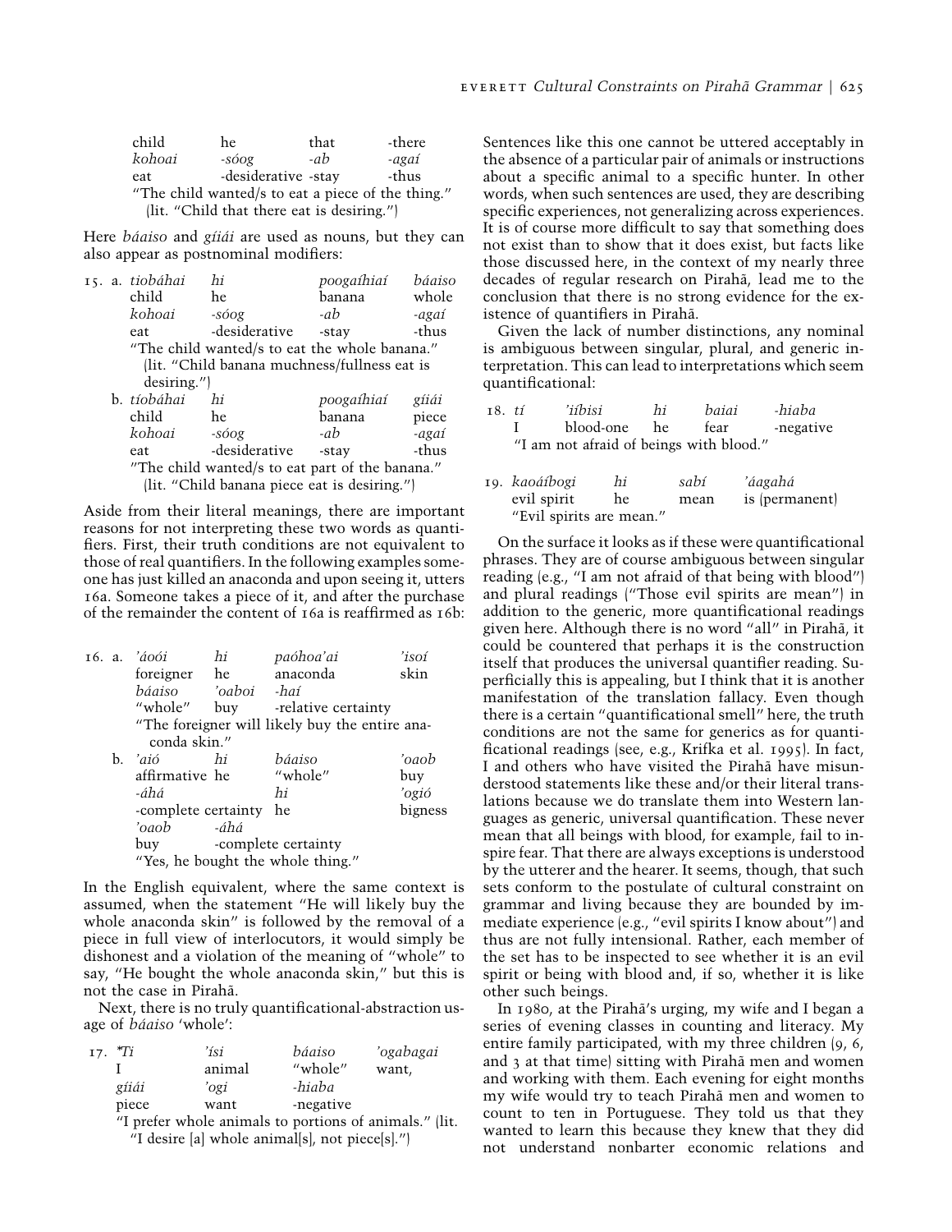| | | | |
|---|---|---|---|
| child | he | that | -there |
| *kohoai* | *-sóog* | *-ab* | *-agaí* |
| eat | -desiderative | -stay | -thus |

"The child wanted/s to eat a piece of the thing." (lit. "Child that there eat is desiring.")

Here *báaiso* and *gíiái* are used as nouns, but they can also appear as postnominal modifiers:

15\. a.

| | | | |
|---|---|---|---|
| *tiobáhai* | *hi* | *poogaíhiaí* | *báaiso* |
| child | he | banana | whole |
| *kohoai* | *-sóog* | *-ab* | *-agaí* |
| eat | -desiderative | -stay | -thus |

"The child wanted/s to eat the whole banana." (lit. "Child banana muchness/fullness eat is desiring.")

b.

| | | | |
|---|---|---|---|
| *tíobáhai* | *hi* | *poogaíhiaí* | *gíiái* |
| child | he | banana | piece |
| *kohoai* | *-sóog* | *-ab* | *-agaí* |
| eat | -desiderative | -stay | -thus |

"The child wanted/s to eat part of the banana." (lit. "Child banana piece eat is desiring.")

Aside from their literal meanings, there are important reasons for not interpreting these two words as quantifiers. First, their truth conditions are not equivalent to those of real quantifiers. In the following examples someone has just killed an anaconda and upon seeing it, utters 16a. Someone takes a piece of it, and after the purchase of the remainder the content of 16a is reaffirmed as 16b:

16\. a.

| | | | |
|---|---|---|---|
| *'áoói* | *hi* | *paóhoa'ai* | *'isoí* |
| foreigner | he | anaconda | skin |
| *báaiso* | *'oaboi* | *-haí* | |
| "whole" | buy | -relative certainty | |

"The foreigner will likely buy the entire anaconda skin."

b.

| | | | |
|---|---|---|---|
| *'aió* | *hi* | *báaiso* | *'oaob* |
| affirmative | he | "whole" | buy |
| *-áhá* | | *hi* | *'ogió* |
| -complete certainty | | he | bigness |
| *'oaob* | *-áhá* | | |
| buy | -complete certainty | | |

"Yes, he bought the whole thing."

In the English equivalent, where the same context is assumed, when the statement "He will likely buy the whole anaconda skin" is followed by the removal of a piece in full view of interlocutors, it would simply be dishonest and a violation of the meaning of "whole" to say, "He bought the whole anaconda skin," but this is not the case in Pirahã.

Next, there is no truly quantificational-abstraction usage of *báaiso* 'whole':

17\.

| | | | |
|---|---|---|---|
| *\*Ti* | *'ísi* | *báaiso* | *'ogabagai* |
| I | animal | "whole" | want, |
| *gíiái* | *'ogi* | *-hiaba* | |
| piece | want | -negative | |

"I prefer whole animals to portions of animals." (lit. "I desire [a] whole animal[s], not piece[s].")

Sentences like this one cannot be uttered acceptably in the absence of a particular pair of animals or instructions about a specific animal to a specific hunter. In other words, when such sentences are used, they are describing specific experiences, not generalizing across experiences. It is of course more difficult to say that something does not exist than to show that it does exist, but facts like those discussed here, in the context of my nearly three decades of regular research on Pirahã, lead me to the conclusion that there is no strong evidence for the existence of quantifiers in Pirahã.

Given the lack of number distinctions, any nominal is ambiguous between singular, plural, and generic interpretation. This can lead to interpretations which seem quantificational:

18\.

| | | | | |
|---|---|---|---|---|
| *tí* | *'iíbisi* | *hi* | *baiai* | *-hiaba* |
| I | blood-one | he | fear | -negative |

"I am not afraid of beings with blood."

19\.

| | | | |
|---|---|---|---|
| *kaoáíbogi* | *hi* | *sabí* | *'áagahá* |
| evil spirit | he | mean | is (permanent) |

"Evil spirits are mean."

On the surface it looks as if these were quantificational phrases. They are of course ambiguous between singular reading (e.g., "I am not afraid of that being with blood") and plural readings ("Those evil spirits are mean") in addition to the generic, more quantificational readings given here. Although there is no word "all" in Pirahã, it could be countered that perhaps it is the construction itself that produces the universal quantifier reading. Superficially this is appealing, but I think that it is another manifestation of the translation fallacy. Even though there is a certain "quantificational smell" here, the truth conditions are not the same for generics as for quantificational readings (see, e.g., Krifka et al. 1995). In fact, I and others who have visited the Pirahã have misunderstood statements like these and/or their literal translations because we do translate them into Western languages as generic, universal quantification. These never mean that all beings with blood, for example, fail to inspire fear. That there are always exceptions is understood by the utterer and the hearer. It seems, though, that such sets conform to the postulate of cultural constraint on grammar and living because they are bounded by immediate experience (e.g., "evil spirits I know about") and thus are not fully intensional. Rather, each member of the set has to be inspected to see whether it is an evil spirit or being with blood and, if so, whether it is like other such beings.

In 1980, at the Pirahã's urging, my wife and I began a series of evening classes in counting and literacy. My entire family participated, with my three children (9, 6, and 3 at that time) sitting with Pirahã men and women and working with them. Each evening for eight months my wife would try to teach Pirahã men and women to count to ten in Portuguese. They told us that they wanted to learn this because they knew that they did not understand nonbarter economic relations and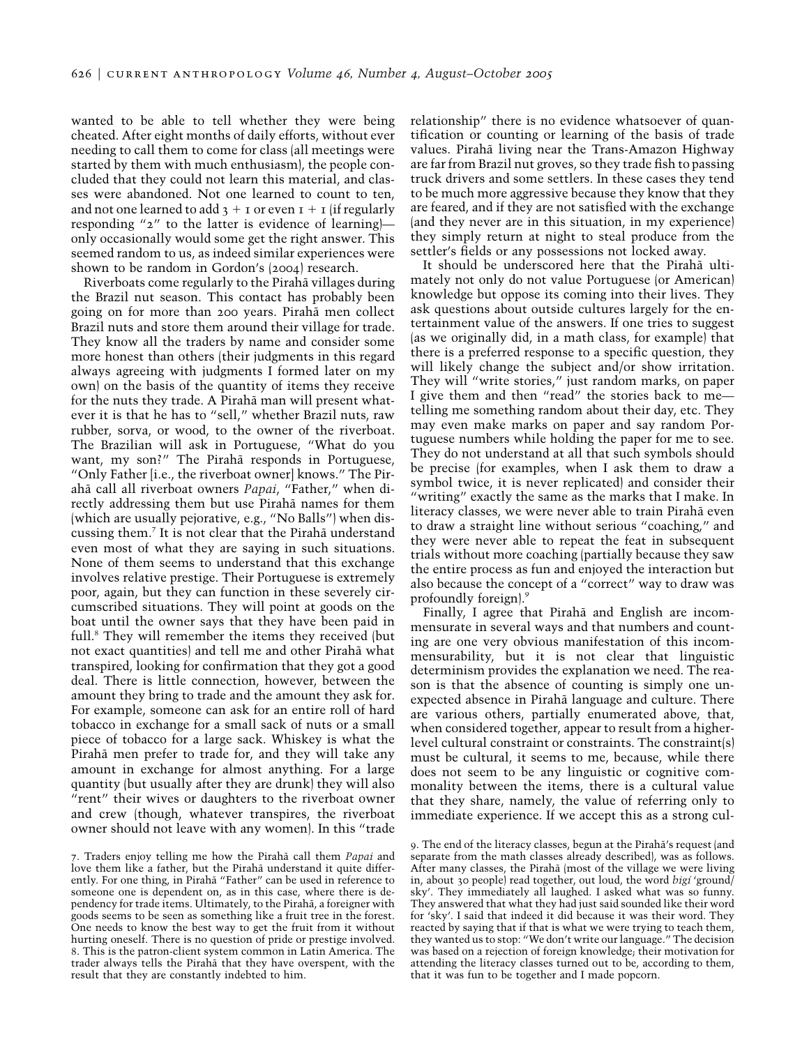wanted to be able to tell whether they were being cheated. After eight months of daily efforts, without ever needing to call them to come for class (all meetings were started by them with much enthusiasm), the people concluded that they could not learn this material, and classes were abandoned. Not one learned to count to ten, and not one learned to add 3 + 1 or even 1 + 1 (if regularly responding "2" to the latter is evidence of learning)—only occasionally would some get the right answer. This seemed random to us, as indeed similar experiences were shown to be random in Gordon's (2004) research.

Riverboats come regularly to the Pirahã villages during the Brazil nut season. This contact has probably been going on for more than 200 years. Pirahã men collect Brazil nuts and store them around their village for trade. They know all the traders by name and consider some more honest than others (their judgments in this regard always agreeing with judgments I formed later on my own) on the basis of the quantity of items they receive for the nuts they trade. A Pirahã man will present whatever it is that he has to "sell," whether Brazil nuts, raw rubber, sorva, or wood, to the owner of the riverboat. The Brazilian will ask in Portuguese, "What do you want, my son?" The Pirahã responds in Portuguese, "Only Father [i.e., the riverboat owner] knows." The Pirahã call all riverboat owners *Papai*, "Father," when directly addressing them but use Pirahã names for them (which are usually pejorative, e.g., "No Balls") when discussing them.[7] It is not clear that the Pirahã understand even most of what they are saying in such situations. None of them seems to understand that this exchange involves relative prestige. Their Portuguese is extremely poor, again, but they can function in these severely circumscribed situations. They will point at goods on the boat until the owner says that they have been paid in full.[8] They will remember the items they received (but not exact quantities) and tell me and other Pirahã what transpired, looking for confirmation that they got a good deal. There is little connection, however, between the amount they bring to trade and the amount they ask for. For example, someone can ask for an entire roll of hard tobacco in exchange for a small sack of nuts or a small piece of tobacco for a large sack. Whiskey is what the Pirahã men prefer to trade for, and they will take any amount in exchange for almost anything. For a large quantity (but usually after they are drunk) they will also "rent" their wives or daughters to the riverboat owner and crew (though, whatever transpires, the riverboat owner should not leave with any women). In this "trade relationship" there is no evidence whatsoever of quantification or counting or learning of the basis of trade values. Pirahã living near the Trans-Amazon Highway are far from Brazil nut groves, so they trade fish to passing truck drivers and some settlers. In these cases they tend to be much more aggressive because they know that they are feared, and if they are not satisfied with the exchange (and they never are in this situation, in my experience) they simply return at night to steal produce from the settler's fields or any possessions not locked away.

It should be underscored here that the Pirahã ultimately not only do not value Portuguese (or American) knowledge but oppose its coming into their lives. They ask questions about outside cultures largely for the entertainment value of the answers. If one tries to suggest (as we originally did, in a math class, for example) that there is a preferred response to a specific question, they will likely change the subject and/or show irritation. They will "write stories," just random marks, on paper I give them and then "read" the stories back to me—telling me something random about their day, etc. They may even make marks on paper and say random Portuguese numbers while holding the paper for me to see. They do not understand at all that such symbols should be precise (for examples, when I ask them to draw a symbol twice, it is never replicated) and consider their "writing" exactly the same as the marks that I make. In literacy classes, we were never able to train Pirahã even to draw a straight line without serious "coaching," and they were never able to repeat the feat in subsequent trials without more coaching (partially because they saw the entire process as fun and enjoyed the interaction but also because the concept of a "correct" way to draw was profoundly foreign).[9]

Finally, I agree that Pirahã and English are incommensurate in several ways and that numbers and counting are one very obvious manifestation of this incommensurability, but it is not clear that linguistic determinism provides the explanation we need. The reason is that the absence of counting is simply one unexpected absence in Pirahã language and culture. There are various others, partially enumerated above, that, when considered together, appear to result from a higher-level cultural constraint or constraints. The constraint(s) must be cultural, it seems to me, because, while there does not seem to be any linguistic or cognitive commonality between the items, there is a cultural value that they share, namely, the value of referring only to immediate experience. If we accept this as a strong cul-

7. Traders enjoy telling me how the Pirahã call them *Papai* and love them like a father, but the Pirahã understand it quite differently. For one thing, in Pirahã "Father" can be used in reference to someone one is dependent on, as in this case, where there is dependency for trade items. Ultimately, to the Pirahã, a foreigner with goods seems to be seen as something like a fruit tree in the forest. One needs to know the best way to get the fruit from it without hurting oneself. There is no question of pride or prestige involved.

8. This is the patron-client system common in Latin America. The trader always tells the Pirahã that they have overspent, with the result that they are constantly indebted to him.

9. The end of the literacy classes, begun at the Pirahã's request (and separate from the math classes already described), was as follows. After many classes, the Pirahã (most of the village we were living in, about 30 people) read together, out loud, the word *bigí* 'ground/sky'. They immediately all laughed. I asked what was so funny. They answered that what they had just said sounded like their word for 'sky'. I said that indeed it did because it was their word. They reacted by saying that if that is what we were trying to teach them, they wanted us to stop: "We don't write our language." The decision was based on a rejection of foreign knowledge; their motivation for attending the literacy classes turned out to be, according to them, that it was fun to be together and I made popcorn.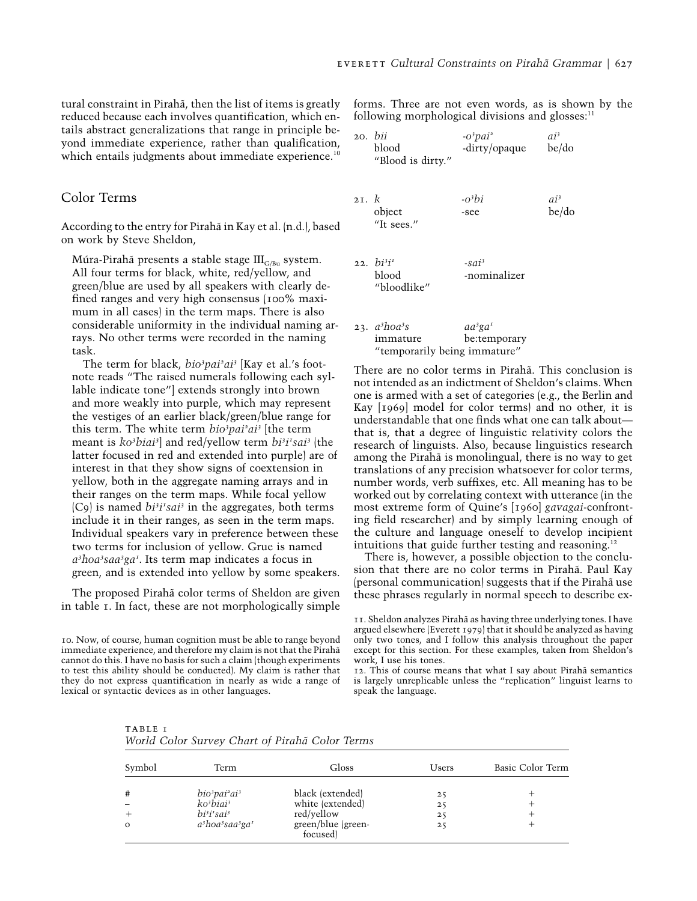tural constraint in Pirahã, then the list of items is greatly reduced because each involves quantification, which entails abstract generalizations that range in principle beyond immediate experience, rather than qualification, which entails judgments about immediate experience.[10]

## Color Terms

According to the entry for Pirahã in Kay et al. (n.d.), based on work by Steve Sheldon,

> Múra-Pirahã presents a stable stage $\text{III}_{\text{G/Bu}}$ system. All four terms for black, white, red/yellow, and green/blue are used by all speakers with clearly defined ranges and very high consensus (100% maximum in all cases) in the term maps. There is also considerable uniformity in the individual naming arrays. No other terms were recorded in the naming task.
>
> The term for black, *bio³pai²ai³* [Kay et al.'s footnote reads "The raised numerals following each syllable indicate tone"] extends strongly into brown and more weakly into purple, which may represent the vestiges of an earlier black/green/blue range for this term. The white term *bio³pai²ai³* [the term meant is *ko³biai³*] and red/yellow term *bi³i¹sai³* (the latter focused in red and extended into purple) are of interest in that they show signs of coextension in yellow, both in the aggregate naming arrays and in their ranges on the term maps. While focal yellow (C9) is named *bi³i¹sai³* in the aggregates, both terms include it in their ranges, as seen in the term maps. Individual speakers vary in preference between these two terms for inclusion of yellow. Grue is named *a³hoa³saa³ga¹*. Its term map indicates a focus in green, and is extended into yellow by some speakers.

The proposed Pirahã color terms of Sheldon are given in table 1. In fact, these are not morphologically simple forms. Three are not even words, as is shown by the following morphological divisions and glosses:[11]

20. *bii* -*o³pai²* *ai³*
 blood -dirty/opaque be/do
 "Blood is dirty."

21. *k* -*o³bi* *ai³*
 object -see be/do
 "It sees."

22. *bi³i¹* -*sai³*
 blood -nominalizer
 "bloodlike"

23. *a³hoa³s* *aa³ga¹*
 immature be:temporary
 "temporarily being immature"

There are no color terms in Pirahã. This conclusion is not intended as an indictment of Sheldon's claims. When one is armed with a set of categories (e.g., the Berlin and Kay [1969] model for color terms) and no other, it is understandable that one finds what one can talk about—that is, that a degree of linguistic relativity colors the research of linguists. Also, because linguistics research among the Pirahã is monolingual, there is no way to get translations of any precision whatsoever for color terms, number words, verb suffixes, etc. All meaning has to be worked out by correlating context with utterance (in the most extreme form of Quine's [1960] *gavagai*-confronting field researcher) and by simply learning enough of the culture and language oneself to develop incipient intuitions that guide further testing and reasoning.[12]

There is, however, a possible objection to the conclusion that there are no color terms in Pirahã. Paul Kay (personal communication) suggests that if the Pirahã use these phrases regularly in normal speech to describe ex-

TABLE 1
*World Color Survey Chart of Pirahã Color Terms*

| Symbol | Term | Gloss | Users | Basic Color Term |
|---|---|---|---|---|
| # | *bio³pai²ai³* | black (extended) | 25 | + |
| – | *ko³biai³* | white (extended) | 25 | + |
| + | *bi³i¹sai³* | red/yellow | 25 | + |
| o | *a³hoa³saa³ga¹* | green/blue (green-focused) | 25 | + |

10. Now, of course, human cognition must be able to range beyond immediate experience, and therefore my claim is not that the Pirahã cannot do this. I have no basis for such a claim (though experiments to test this ability should be conducted). My claim is rather that they do not express quantification in nearly as wide a range of lexical or syntactic devices as in other languages.

11. Sheldon analyzes Pirahã as having three underlying tones. I have argued elsewhere (Everett 1979) that it should be analyzed as having only two tones, and I follow this analysis throughout the paper except for this section. For these examples, taken from Sheldon's work, I use his tones.

12. This of course means that what I say about Pirahã semantics is largely unreplicable unless the "replication" linguist learns to speak the language.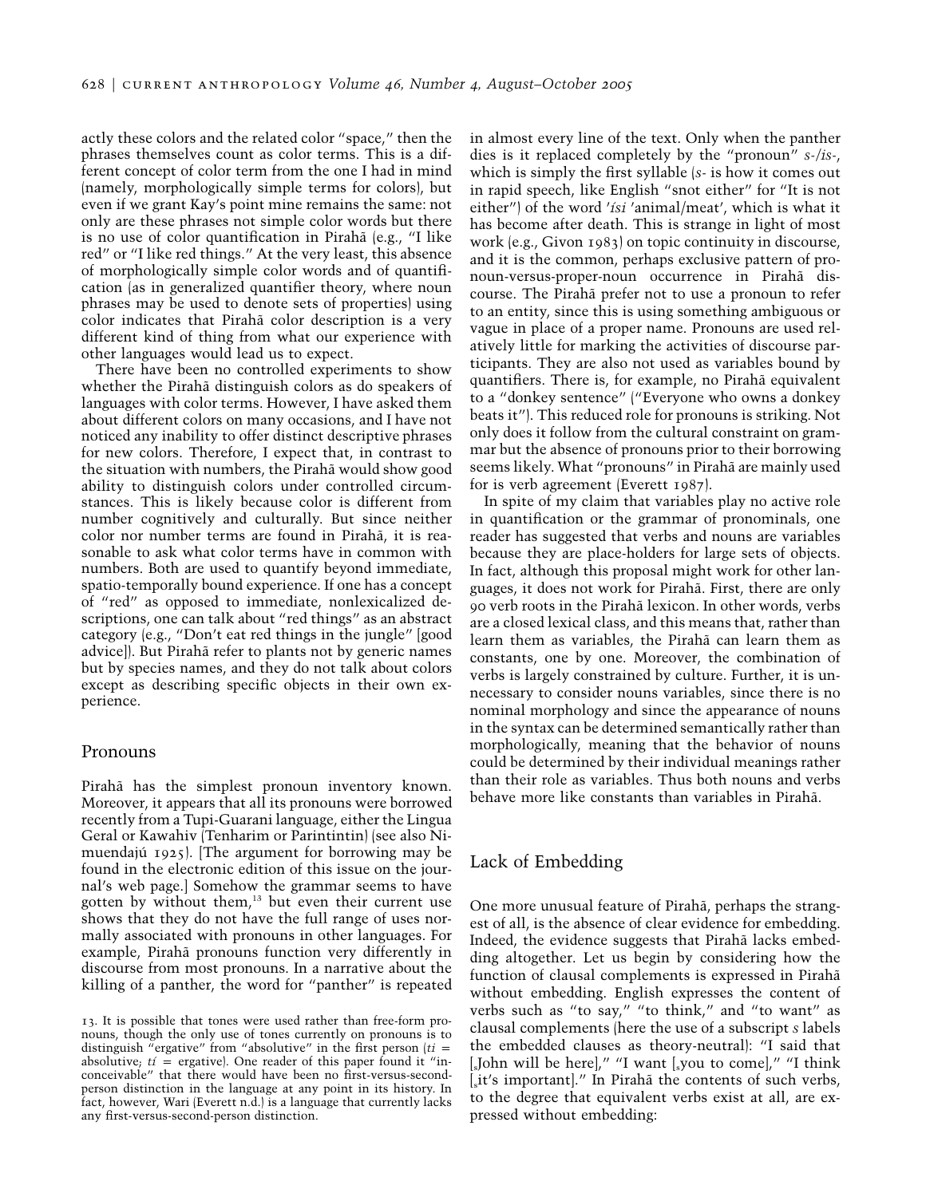actly these colors and the related color "space," then the phrases themselves count as color terms. This is a different concept of color term from the one I had in mind (namely, morphologically simple terms for colors), but even if we grant Kay's point mine remains the same: not only are these phrases not simple color words but there is no use of color quantification in Pirahã (e.g., "I like red" or "I like red things." At the very least, this absence of morphologically simple color words and of quantification (as in generalized quantifier theory, where noun phrases may be used to denote sets of properties) using color indicates that Pirahã color description is a very different kind of thing from what our experience with other languages would lead us to expect.

There have been no controlled experiments to show whether the Pirahã distinguish colors as do speakers of languages with color terms. However, I have asked them about different colors on many occasions, and I have not noticed any inability to offer distinct descriptive phrases for new colors. Therefore, I expect that, in contrast to the situation with numbers, the Pirahã would show good ability to distinguish colors under controlled circumstances. This is likely because color is different from number cognitively and culturally. But since neither color nor number terms are found in Pirahã, it is reasonable to ask what color terms have in common with numbers. Both are used to quantify beyond immediate, spatio-temporally bound experience. If one has a concept of "red" as opposed to immediate, nonlexicalized descriptions, one can talk about "red things" as an abstract category (e.g., "Don't eat red things in the jungle" [good advice]). But Pirahã refer to plants not by generic names but by species names, and they do not talk about colors except as describing specific objects in their own experience.

## Pronouns

Pirahã has the simplest pronoun inventory known. Moreover, it appears that all its pronouns were borrowed recently from a Tupi-Guarani language, either the Lingua Geral or Kawahiv (Tenharim or Parintintin) (see also Nimuendajú 1925). [The argument for borrowing may be found in the electronic edition of this issue on the journal's web page.] Somehow the grammar seems to have gotten by without them,[13] but even their current use shows that they do not have the full range of uses normally associated with pronouns in other languages. For example, Pirahã pronouns function very differently in discourse from most pronouns. In a narrative about the killing of a panther, the word for "panther" is repeated in almost every line of the text. Only when the panther dies is it replaced completely by the "pronoun" *s-/is-*, which is simply the first syllable (*s-* is how it comes out in rapid speech, like English "snot either" for "It is not either") of the word *'ísi* 'animal/meat', which is what it has become after death. This is strange in light of most work (e.g., Givon 1983) on topic continuity in discourse, and it is the common, perhaps exclusive pattern of pronoun-versus-proper-noun occurrence in Pirahã discourse. The Pirahã prefer not to use a pronoun to refer to an entity, since this is using something ambiguous or vague in place of a proper name. Pronouns are used relatively little for marking the activities of discourse participants. They are also not used as variables bound by quantifiers. There is, for example, no Pirahã equivalent to a "donkey sentence" ("Everyone who owns a donkey beats it"). This reduced role for pronouns is striking. Not only does it follow from the cultural constraint on grammar but the absence of pronouns prior to their borrowing seems likely. What "pronouns" in Pirahã are mainly used for is verb agreement (Everett 1987).

In spite of my claim that variables play no active role in quantification or the grammar of pronominals, one reader has suggested that verbs and nouns are variables because they are place-holders for large sets of objects. In fact, although this proposal might work for other languages, it does not work for Pirahã. First, there are only 90 verb roots in the Pirahã lexicon. In other words, verbs are a closed lexical class, and this means that, rather than learn them as variables, the Pirahã can learn them as constants, one by one. Moreover, the combination of verbs is largely constrained by culture. Further, it is unnecessary to consider nouns variables, since there is no nominal morphology and since the appearance of nouns in the syntax can be determined semantically rather than morphologically, meaning that the behavior of nouns could be determined by their individual meanings rather than their role as variables. Thus both nouns and verbs behave more like constants than variables in Pirahã.

## Lack of Embedding

One more unusual feature of Pirahã, perhaps the strangest of all, is the absence of clear evidence for embedding. Indeed, the evidence suggests that Pirahã lacks embedding altogether. Let us begin by considering how the function of clausal complements is expressed in Pirahã without embedding. English expresses the content of verbs such as "to say," "to think," and "to want" as clausal complements (here the use of a subscript *s* labels the embedded clauses as theory-neutral): "I said that [$_s$John will be here]," "I want [$_s$you to come]," "I think [$_s$it's important]." In Pirahã the contents of such verbs, to the degree that equivalent verbs exist at all, are expressed without embedding:

13. It is possible that tones were used rather than free-form pronouns, though the only use of tones currently on pronouns is to distinguish "ergative" from "absolutive" in the first person (*ti* = absolutive; *tí* = ergative). One reader of this paper found it "inconceivable" that there would have been no first-versus-second-person distinction in the language at any point in its history. In fact, however, Wari (Everett n.d.) is a language that currently lacks any first-versus-second-person distinction.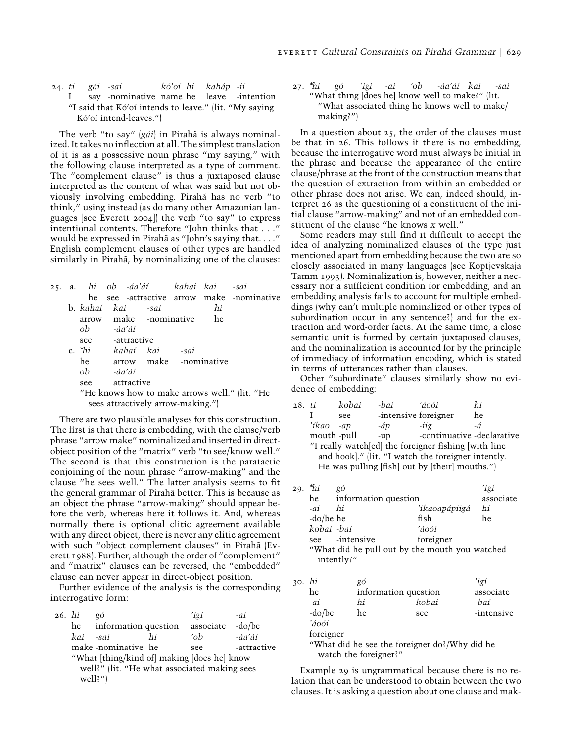24. *ti gái -sai kó'oí hi kaháp -ií*
I say -nominative name he leave -intention
"I said that Kó'oí intends to leave." (lit. "My saying Kó'oí intend-leaves.")

The verb "to say" (*gái*) in Pirahã is always nominalized. It takes no inflection at all. The simplest translation of it is as a possessive noun phrase "my saying," with the following clause interpreted as a type of comment. The "complement clause" is thus a juxtaposed clause interpreted as the content of what was said but not obviously involving embedding. Pirahã has no verb "to think," using instead (as do many other Amazonian languages [see Everett 2004]) the verb "to say" to express intentional contents. Therefore "John thinks that . . ." would be expressed in Pirahã as "John's saying that. . . ." English complement clauses of other types are handled similarly in Pirahã, by nominalizing one of the clauses:

25. a. *hi ob -áa'áí kahai kai -sai*
he see -attractive arrow make -nominative

b. *kahaí kai -sai hi*
arrow make -nominative he
*ob -áa'áí*
see -attractive

c. **hi kahaí kai -sai*
he arrow make -nominative
*ob -áa'áí*
see attractive

"He knows how to make arrows well." (lit. "He sees attractively arrow-making.")

There are two plausible analyses for this construction. The first is that there is embedding, with the clause/verb phrase "arrow make" nominalized and inserted in direct-object position of the "matrix" verb "to see/know well." The second is that this construction is the paratactic conjoining of the noun phrase "arrow-making" and the clause "he sees well." The latter analysis seems to fit the general grammar of Pirahã better. This is because as an object the phrase "arrow-making" should appear before the verb, whereas here it follows it. And, whereas normally there is optional clitic agreement available with any direct object, there is never any clitic agreement with such "object complement clauses" in Pirahã (Everett 1988). Further, although the order of "complement" and "matrix" clauses can be reversed, the "embedded" clause can never appear in direct-object position.

Further evidence of the analysis is the corresponding interrogative form:

26. *hi gó 'igí -ai*
he information question associate -do/be
*kai -sai hi 'ob -áa'áí*
make -nominative he see -attractive
"What [thing/kind of] making [does he] know well?" (lit. "He what associated making sees well?")

27. **hi gó 'igi -ai 'ob -áa'áí kai -sai*
"What thing [does he] know well to make?" (lit. "What associated thing he knows well to make/making?")

In a question about 25, the order of the clauses must be that in 26. This follows if there is no embedding, because the interrogative word must always be initial in the phrase and because the appearance of the entire clause/phrase at the front of the construction means that the question of extraction from within an embedded or other phrase does not arise. We can, indeed should, interpret 26 as the questioning of a constituent of the initial clause "arrow-making" and not of an embedded constituent of the clause "he knows *x* well."

Some readers may still find it difficult to accept the idea of analyzing nominalized clauses of the type just mentioned apart from embedding because the two are so closely associated in many languages (see Koptjevskaja Tamm 1993). Nominalization is, however, neither a necessary nor a sufficient condition for embedding, and an embedding analysis fails to account for multiple embeddings (why can't multiple nominalized or other types of subordination occur in any sentence?) and for the extraction and word-order facts. At the same time, a close semantic unit is formed by certain juxtaposed clauses, and the nominalization is accounted for by the principle of immediacy of information encoding, which is stated in terms of utterances rather than clauses.

Other "subordinate" clauses similarly show no evidence of embedding:

28. *ti kobai -baí 'áoói hi*
I see -intensive foreigner he
*'íkao -ap -áp -iig -á*
mouth -pull -up -continuative -declarative
"I really watch[ed] the foreigner fishing [with line and hook]." (lit. "I watch the foreigner intently. He was pulling [fish] out by [their] mouths.")

29. **hi gó 'igí*
he information question associate
*-ai hi 'íkaoapápiigá hi*
-do/be he fish he
*kobai -baí 'áoói*
see -intensive foreigner
"What did he pull out by the mouth you watched intently?"

30. *hi gó 'igí*
he information question associate
*-ai hi kobai -baí*
-do/be he see -intensive
*'áoói*
foreigner
"What did he see the foreigner do?/Why did he watch the foreigner?"

Example 29 is ungrammatical because there is no relation that can be understood to obtain between the two clauses. It is asking a question about one clause and mak-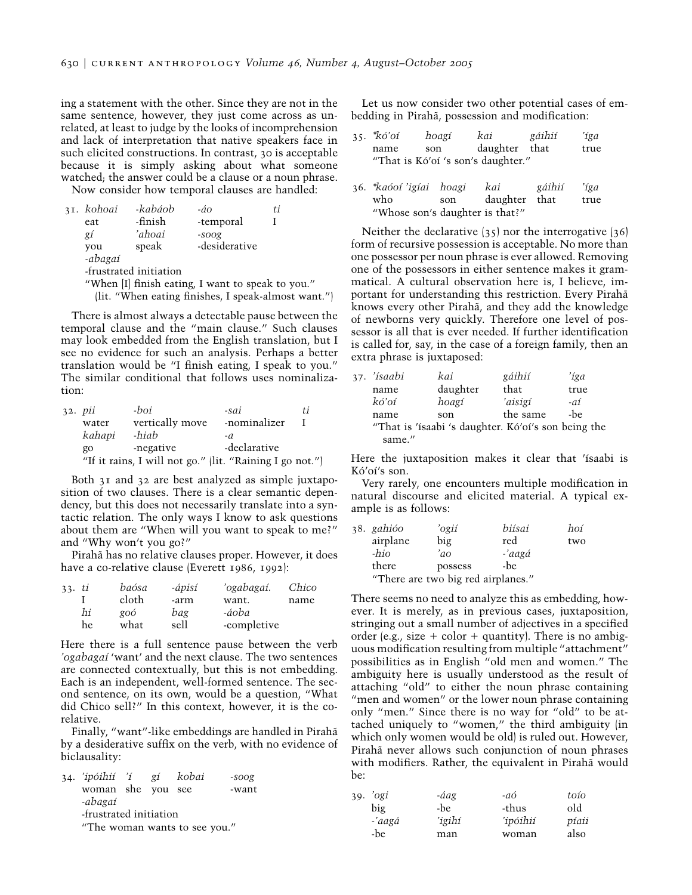ing a statement with the other. Since they are not in the same sentence, however, they just come across as unrelated, at least to judge by the looks of incomprehension and lack of interpretation that native speakers face in such elicited constructions. In contrast, 30 is acceptable because it is simply asking about what someone watched; the answer could be a clause or a noun phrase.

Now consider how temporal clauses are handled:

31. *kohoai* *-kabáob* *-áo* *ti*
    eat -finish -temporal I
    *gí* *'ahoai* *-soog*
    you speak -desiderative
    *-abagaí*
    -frustrated initiation
    "When [I] finish eating, I want to speak to you."
    (lit. "When eating finishes, I speak-almost want.")

There is almost always a detectable pause between the temporal clause and the "main clause." Such clauses may look embedded from the English translation, but I see no evidence for such an analysis. Perhaps a better translation would be "I finish eating, I speak to you." The similar conditional that follows uses nominalization:

32. *pii* *-boi* *-sai* *ti*
    water vertically move -nominalizer I
    *kahapi* *-hiab* *-a*
    go -negative -declarative
    "If it rains, I will not go." (lit. "Raining I go not.")

Both 31 and 32 are best analyzed as simple juxtaposition of two clauses. There is a clear semantic dependency, but this does not necessarily translate into a syntactic relation. The only ways I know to ask questions about them are "When will you want to speak to me?" and "Why won't you go?"

Pirahã has no relative clauses proper. However, it does have a co-relative clause (Everett 1986, 1992):

33. *ti* *baósa* *-ápisí* *'ogabagaí.* *Chico*
    I cloth -arm want. name
    *hi* *goó* *bag* *-áoba*
    he what sell -completive

Here there is a full sentence pause between the verb *'ogabagaí* 'want' and the next clause. The two sentences are connected contextually, but this is not embedding. Each is an independent, well-formed sentence. The second sentence, on its own, would be a question, "What did Chico sell?" In this context, however, it is the co-relative.

Finally, "want"-like embeddings are handled in Pirahã by a desiderative suffix on the verb, with no evidence of biclausality:

34. *'ipóihií* *'í* *gí* *kobai* *-soog*
    woman she you see -want
    *-abagaí*
    -frustrated initiation
    "The woman wants to see you."

Let us now consider two other potential cases of embedding in Pirahã, possession and modification:

35. **kó'oí* *hoagí* *kai* *gáihií* *'íga*
    name son daughter that true
    "That is Kó'oí 's son's daughter."

36. **kaóoí 'igíai* *hoagi* *kai* *gáihií* *'íga*
    who son daughter that true
    "Whose son's daughter is that?"

Neither the declarative (35) nor the interrogative (36) form of recursive possession is acceptable. No more than one possessor per noun phrase is ever allowed. Removing one of the possessors in either sentence makes it grammatical. A cultural observation here is, I believe, important for understanding this restriction. Every Pirahã knows every other Pirahã, and they add the knowledge of newborns very quickly. Therefore one level of possessor is all that is ever needed. If further identification is called for, say, in the case of a foreign family, then an extra phrase is juxtaposed:

37. *'ísaabi* *kai* *gáihií* *'íga*
    name daughter that true
    *kó'oí* *hoagí* *'aisigí* *-aí*
    name son the same -be
    "That is 'ísaabi 's daughter. Kó'oí's son being the same."

Here the juxtaposition makes it clear that 'ísaabi is Kó'oí's son.

Very rarely, one encounters multiple modification in natural discourse and elicited material. A typical example is as follows:

38. *gahióo* *'ogií* *biísai* *hoí*
    airplane big red two
    *-hio* *'ao* *-'aagá*
    there possess -be
    "There are two big red airplanes."

There seems no need to analyze this as embedding, however. It is merely, as in previous cases, juxtaposition, stringing out a small number of adjectives in a specified order (e.g., size + color + quantity). There is no ambiguous modification resulting from multiple "attachment" possibilities as in English "old men and women." The ambiguity here is usually understood as the result of attaching "old" to either the noun phrase containing "men and women" or the lower noun phrase containing only "men." Since there is no way for "old" to be attached uniquely to "women," the third ambiguity (in which only women would be old) is ruled out. However, Pirahã never allows such conjunction of noun phrases with modifiers. Rather, the equivalent in Pirahã would be:

39. *'ogi* *-áag* *-aó* *toío*
    big -be -thus old
    *-'aagá* *'igihí* *'ipóihií* *píaii*
    -be man woman also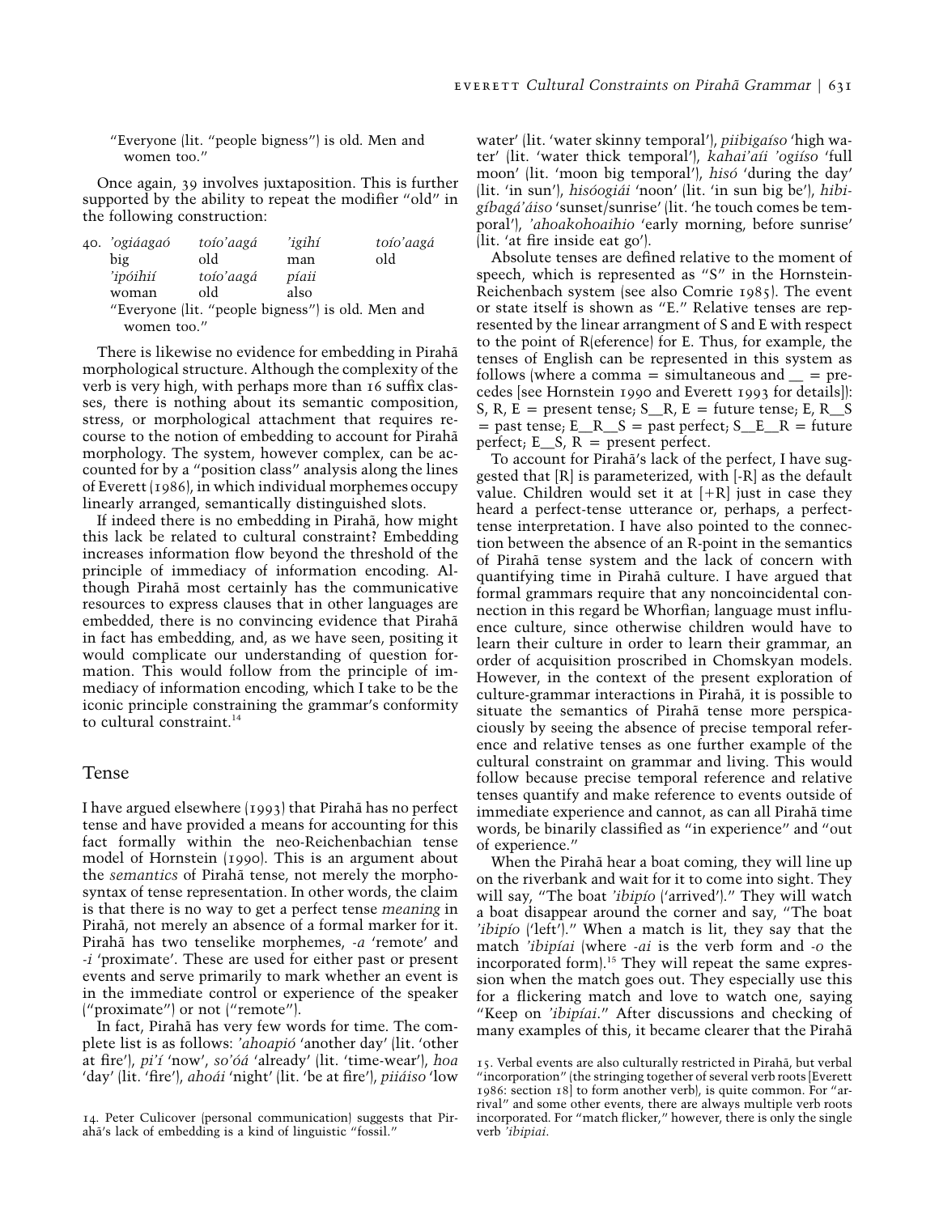"Everyone (lit. "people bigness") is old. Men and women too."

Once again, 39 involves juxtaposition. This is further supported by the ability to repeat the modifier "old" in the following construction:

40. *'ogiáagaó* *toío'aagá* *'igihí* *toío'aagá*
big old man old
*'ipóihií* *toío'aagá* *píaii*
woman old also
"Everyone (lit. "people bigness") is old. Men and women too."

There is likewise no evidence for embedding in Pirahã morphological structure. Although the complexity of the verb is very high, with perhaps more than 16 suffix classes, there is nothing about its semantic composition, stress, or morphological attachment that requires recourse to the notion of embedding to account for Pirahã morphology. The system, however complex, can be accounted for by a "position class" analysis along the lines of Everett (1986), in which individual morphemes occupy linearly arranged, semantically distinguished slots.

If indeed there is no embedding in Pirahã, how might this lack be related to cultural constraint? Embedding increases information flow beyond the threshold of the principle of immediacy of information encoding. Although Pirahã most certainly has the communicative resources to express clauses that in other languages are embedded, there is no convincing evidence that Pirahã in fact has embedding, and, as we have seen, positing it would complicate our understanding of question formation. This would follow from the principle of immediacy of information encoding, which I take to be the iconic principle constraining the grammar's conformity to cultural constraint.[14]

## Tense

I have argued elsewhere (1993) that Pirahã has no perfect tense and have provided a means for accounting for this fact formally within the neo-Reichenbachian tense model of Hornstein (1990). This is an argument about the *semantics* of Pirahã tense, not merely the morphosyntax of tense representation. In other words, the claim is that there is no way to get a perfect tense *meaning* in Pirahã, not merely an absence of a formal marker for it. Pirahã has two tenselike morphemes, *-a* 'remote' and *-i* 'proximate'. These are used for either past or present events and serve primarily to mark whether an event is in the immediate control or experience of the speaker ("proximate") or not ("remote").

In fact, Pirahã has very few words for time. The complete list is as follows: *'ahoapió* 'another day' (lit. 'other at fire'), *pi'í* 'now', *so'óá* 'already' (lit. 'time-wear'), *hoa* 'day' (lit. 'fire'), *ahoái* 'night' (lit. 'be at fire'), *piiáiso* 'low water' (lit. 'water skinny temporal'), *piibigaíso* 'high water' (lit. 'water thick temporal'), *kahai'aíi 'ogiíso* 'full moon' (lit. 'moon big temporal'), *hisó* 'during the day' (lit. 'in sun'), *hisóogiái* 'noon' (lit. 'in sun big be'), *hibigíbagá'áiso* 'sunset/sunrise' (lit. 'he touch comes be temporal'), *'ahoakohoaihio* 'early morning, before sunrise' (lit. 'at fire inside eat go').

Absolute tenses are defined relative to the moment of speech, which is represented as "S" in the Hornstein-Reichenbach system (see also Comrie 1985). The event or state itself is shown as "E." Relative tenses are represented by the linear arrangment of S and E with respect to the point of R(eference) for E. Thus, for example, the tenses of English can be represented in this system as follows (where a comma = simultaneous and __ = precedes [see Hornstein 1990 and Everett 1993 for details]): S, R, E = present tense; S__R, E = future tense; E, R__S = past tense; E__R__S = past perfect; S__E__R = future perfect; E__S, R = present perfect.

To account for Pirahã's lack of the perfect, I have suggested that [R] is parameterized, with [-R] as the default value. Children would set it at [+R] just in case they heard a perfect-tense utterance or, perhaps, a perfect-tense interpretation. I have also pointed to the connection between the absence of an R-point in the semantics of Pirahã tense system and the lack of concern with quantifying time in Pirahã culture. I have argued that formal grammars require that any noncoincidental connection in this regard be Whorfian; language must influence culture, since otherwise children would have to learn their culture in order to learn their grammar, an order of acquisition proscribed in Chomskyan models. However, in the context of the present exploration of culture-grammar interactions in Pirahã, it is possible to situate the semantics of Pirahã tense more perspicaciously by seeing the absence of precise temporal reference and relative tenses as one further example of the cultural constraint on grammar and living. This would follow because precise temporal reference and relative tenses quantify and make reference to events outside of immediate experience and cannot, as can all Pirahã time words, be binarily classified as "in experience" and "out of experience."

When the Pirahã hear a boat coming, they will line up on the riverbank and wait for it to come into sight. They will say, "The boat *'ibipío* ('arrived')." They will watch a boat disappear around the corner and say, "The boat *'ibipío* ('left')." When a match is lit, they say that the match *'ibipíai* (where *-ai* is the verb form and *-o* the incorporated form).[15] They will repeat the same expression when the match goes out. They especially use this for a flickering match and love to watch one, saying "Keep on *'ibipíai*." After discussions and checking of many examples of this, it became clearer that the Pirahã

---

14. Peter Culicover (personal communication) suggests that Pirahã's lack of embedding is a kind of linguistic "fossil."

15. Verbal events are also culturally restricted in Pirahã, but verbal "incorporation" (the stringing together of several verb roots [Everett 1986: section 18] to form another verb), is quite common. For "arrival" and some other events, there are always multiple verb roots incorporated. For "match flicker," however, there is only the single verb *'ibipíai*.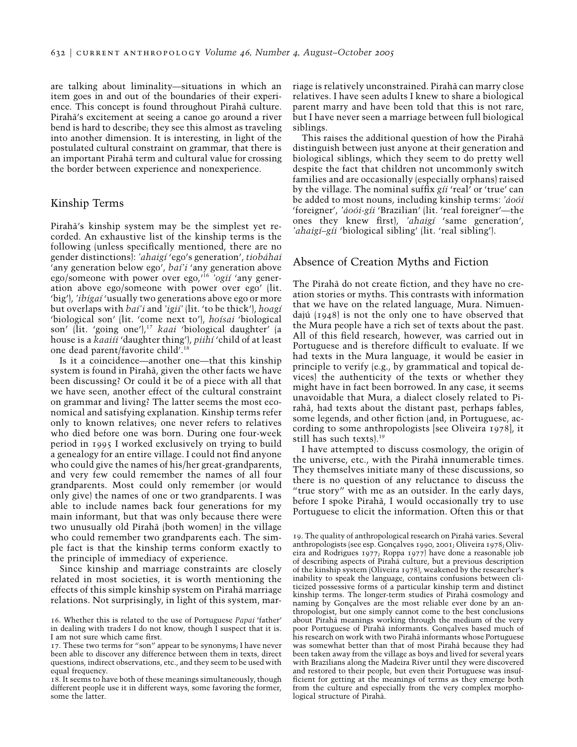are talking about liminality—situations in which an item goes in and out of the boundaries of their experience. This concept is found throughout Pirahã culture. Pirahã's excitement at seeing a canoe go around a river bend is hard to describe; they see this almost as traveling into another dimension. It is interesting, in light of the postulated cultural constraint on grammar, that there is an important Pirahã term and cultural value for crossing the border between experience and nonexperience.

## Kinship Terms

Pirahã's kinship system may be the simplest yet recorded. An exhaustive list of the kinship terms is the following (unless specifically mentioned, there are no gender distinctions): *'ahaigí* 'ego's generation', *tiobáhai* 'any generation below ego', *baí'i* 'any generation above ego/someone with power over ego,'[16] *'ogií* 'any generation above ego/someone with power over ego' (lit. 'big'), *'ibígaí* 'usually two generations above ego or more but overlaps with *baí'i* and *'igii'* (lit. 'to be thick'), *hoagí* 'biological son' (lit. 'come next to'), *hoísai* 'biological son' (lit. 'going one'),[17] *kaai* 'biological daughter' (a house is a *kaaiíi* 'daughter thing'), *piihí* 'child of at least one dead parent/favorite child'.[18]

Is it a coincidence—another one—that this kinship system is found in Pirahã, given the other facts we have been discussing? Or could it be of a piece with all that we have seen, another effect of the cultural constraint on grammar and living? The latter seems the most economical and satisfying explanation. Kinship terms refer only to known relatives; one never refers to relatives who died before one was born. During one four-week period in 1995 I worked exclusively on trying to build a genealogy for an entire village. I could not find anyone who could give the names of his/her great-grandparents, and very few could remember the names of all four grandparents. Most could only remember (or would only give) the names of one or two grandparents. I was able to include names back four generations for my main informant, but that was only because there were two unusually old Pirahã (both women) in the village who could remember two grandparents each. The simple fact is that the kinship terms conform exactly to the principle of immediacy of experience.

Since kinship and marriage constraints are closely related in most societies, it is worth mentioning the effects of this simple kinship system on Pirahã marriage relations. Not surprisingly, in light of this system, marriage is relatively unconstrained. Pirahã can marry close relatives. I have seen adults I knew to share a biological parent marry and have been told that this is not rare, but I have never seen a marriage between full biological siblings.

This raises the additional question of how the Pirahã distinguish between just anyone at their generation and biological siblings, which they seem to do pretty well despite the fact that children not uncommonly switch families and are occasionally (especially orphans) raised by the village. The nominal suffix *gíi* 'real' or 'true' can be added to most nouns, including kinship terms: *'áoói* 'foreigner', *'áoói-gíi* 'Brazilian' (lit. 'real foreigner'—the ones they knew first), *'ahaigí* 'same generation', *'ahaigí–gíi* 'biological sibling' (lit. 'real sibling').

## Absence of Creation Myths and Fiction

The Pirahã do not create fiction, and they have no creation stories or myths. This contrasts with information that we have on the related language, Mura. Nimuendajú (1948) is not the only one to have observed that the Mura people have a rich set of texts about the past. All of this field research, however, was carried out in Portuguese and is therefore difficult to evaluate. If we had texts in the Mura language, it would be easier in principle to verify (e.g., by grammatical and topical devices) the authenticity of the texts or whether they might have in fact been borrowed. In any case, it seems unavoidable that Mura, a dialect closely related to Pirahã, had texts about the distant past, perhaps fables, some legends, and other fiction (and, in Portuguese, according to some anthropologists [see Oliveira 1978], it still has such texts).[19]

I have attempted to discuss cosmology, the origin of the universe, etc., with the Pirahã innumerable times. They themselves initiate many of these discussions, so there is no question of any reluctance to discuss the "true story" with me as an outsider. In the early days, before I spoke Pirahã, I would occasionally try to use Portuguese to elicit the information. Often this or that

---

16. Whether this is related to the use of Portuguese *Papai* 'father' in dealing with traders I do not know, though I suspect that it is. I am not sure which came first.

17. These two terms for "son" appear to be synonyms; I have never been able to discover any difference between them in texts, direct questions, indirect observations, etc., and they seem to be used with equal frequency.

18. It seems to have both of these meanings simultaneously, though different people use it in different ways, some favoring the former, some the latter.

19. The quality of anthropological research on Pirahã varies. Several anthropologists (see esp. Gonçalves 1990, 2001; Oliveira 1978; Oliveira and Rodrigues 1977; Roppa 1977) have done a reasonable job of describing aspects of Pirahã culture, but a previous description of the kinship system (Oliveira 1978), weakened by the researcher's inability to speak the language, contains confusions between cliticized possessive forms of a particular kinship term and distinct kinship terms. The longer-term studies of Pirahã cosmology and naming by Gonçalves are the most reliable ever done by an anthropologist, but one simply cannot come to the best conclusions about Pirahã meanings working through the medium of the very poor Portuguese of Pirahã informants. Gonçalves based much of his research on work with two Pirahã informants whose Portuguese was somewhat better than that of most Pirahã because they had been taken away from the village as boys and lived for several years with Brazilians along the Madeira River until they were discovered and restored to their people, but even their Portuguese was insufficient for getting at the meanings of terms as they emerge both from the culture and especially from the very complex morphological structure of Pirahã.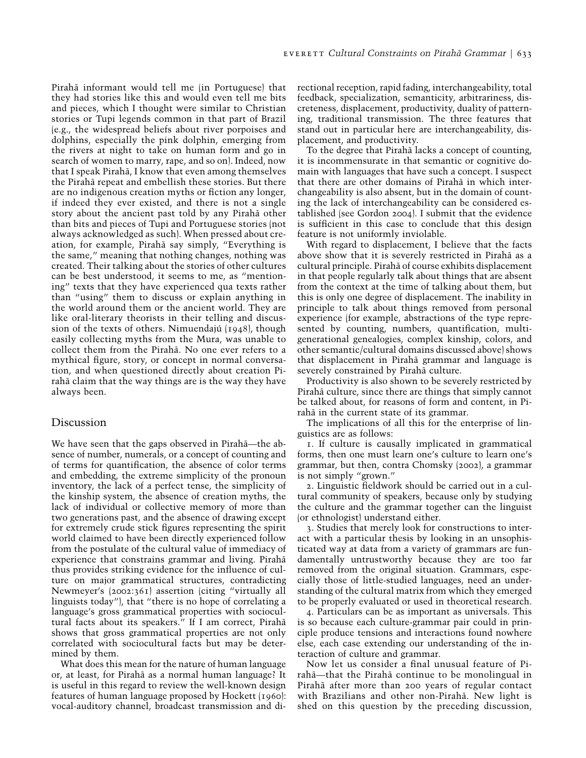Pirahã informant would tell me (in Portuguese) that they had stories like this and would even tell me bits and pieces, which I thought were similar to Christian stories or Tupi legends common in that part of Brazil (e.g., the widespread beliefs about river porpoises and dolphins, especially the pink dolphin, emerging from the rivers at night to take on human form and go in search of women to marry, rape, and so on). Indeed, now that I speak Pirahã, I know that even among themselves the Pirahã repeat and embellish these stories. But there are no indigenous creation myths or fiction any longer, if indeed they ever existed, and there is not a single story about the ancient past told by any Pirahã other than bits and pieces of Tupi and Portuguese stories (not always acknowledged as such). When pressed about creation, for example, Pirahã say simply, "Everything is the same," meaning that nothing changes, nothing was created. Their talking about the stories of other cultures can be best understood, it seems to me, as "mentioning" texts that they have experienced qua texts rather than "using" them to discuss or explain anything in the world around them or the ancient world. They are like oral-literary theorists in their telling and discussion of the texts of others. Nimuendajú (1948), though easily collecting myths from the Mura, was unable to collect them from the Pirahã. No one ever refers to a mythical figure, story, or concept in normal conversation, and when questioned directly about creation Pirahã claim that the way things are is the way they have always been.

## Discussion

We have seen that the gaps observed in Pirahã—the absence of number, numerals, or a concept of counting and of terms for quantification, the absence of color terms and embedding, the extreme simplicity of the pronoun inventory, the lack of a perfect tense, the simplicity of the kinship system, the absence of creation myths, the lack of individual or collective memory of more than two generations past, and the absence of drawing except for extremely crude stick figures representing the spirit world claimed to have been directly experienced follow from the postulate of the cultural value of immediacy of experience that constrains grammar and living. Pirahã thus provides striking evidence for the influence of culture on major grammatical structures, contradicting Newmeyer's (2002:361) assertion (citing "virtually all linguists today"), that "there is no hope of correlating a language's gross grammatical properties with sociocultural facts about its speakers." If I am correct, Pirahã shows that gross grammatical properties are not only correlated with sociocultural facts but may be determined by them.

What does this mean for the nature of human language or, at least, for Pirahã as a normal human language? It is useful in this regard to review the well-known design features of human language proposed by Hockett (1960): vocal-auditory channel, broadcast transmission and directional reception, rapid fading, interchangeability, total feedback, specialization, semanticity, arbitrariness, discreteness, displacement, productivity, duality of patterning, traditional transmission. The three features that stand out in particular here are interchangeability, displacement, and productivity.

To the degree that Pirahã lacks a concept of counting, it is incommensurate in that semantic or cognitive domain with languages that have such a concept. I suspect that there are other domains of Pirahã in which interchangeability is also absent, but in the domain of counting the lack of interchangeability can be considered established (see Gordon 2004). I submit that the evidence is sufficient in this case to conclude that this design feature is not uniformly inviolable.

With regard to displacement, I believe that the facts above show that it is severely restricted in Pirahã as a cultural principle. Pirahã of course exhibits displacement in that people regularly talk about things that are absent from the context at the time of talking about them, but this is only one degree of displacement. The inability in principle to talk about things removed from personal experience (for example, abstractions of the type represented by counting, numbers, quantification, multigenerational genealogies, complex kinship, colors, and other semantic/cultural domains discussed above) shows that displacement in Pirahã grammar and language is severely constrained by Pirahã culture.

Productivity is also shown to be severely restricted by Pirahã culture, since there are things that simply cannot be talked about, for reasons of form and content, in Pirahã in the current state of its grammar.

The implications of all this for the enterprise of linguistics are as follows:

1. If culture is causally implicated in grammatical forms, then one must learn one's culture to learn one's grammar, but then, contra Chomsky (2002), a grammar is not simply "grown."

2. Linguistic fieldwork should be carried out in a cultural community of speakers, because only by studying the culture and the grammar together can the linguist (or ethnologist) understand either.

3. Studies that merely look for constructions to interact with a particular thesis by looking in an unsophisticated way at data from a variety of grammars are fundamentally untrustworthy because they are too far removed from the original situation. Grammars, especially those of little-studied languages, need an understanding of the cultural matrix from which they emerged to be properly evaluated or used in theoretical research.

4. Particulars can be as important as universals. This is so because each culture-grammar pair could in principle produce tensions and interactions found nowhere else, each case extending our understanding of the interaction of culture and grammar.

Now let us consider a final unusual feature of Pirahã—that the Pirahã continue to be monolingual in Pirahã after more than 200 years of regular contact with Brazilians and other non-Pirahã. New light is shed on this question by the preceding discussion,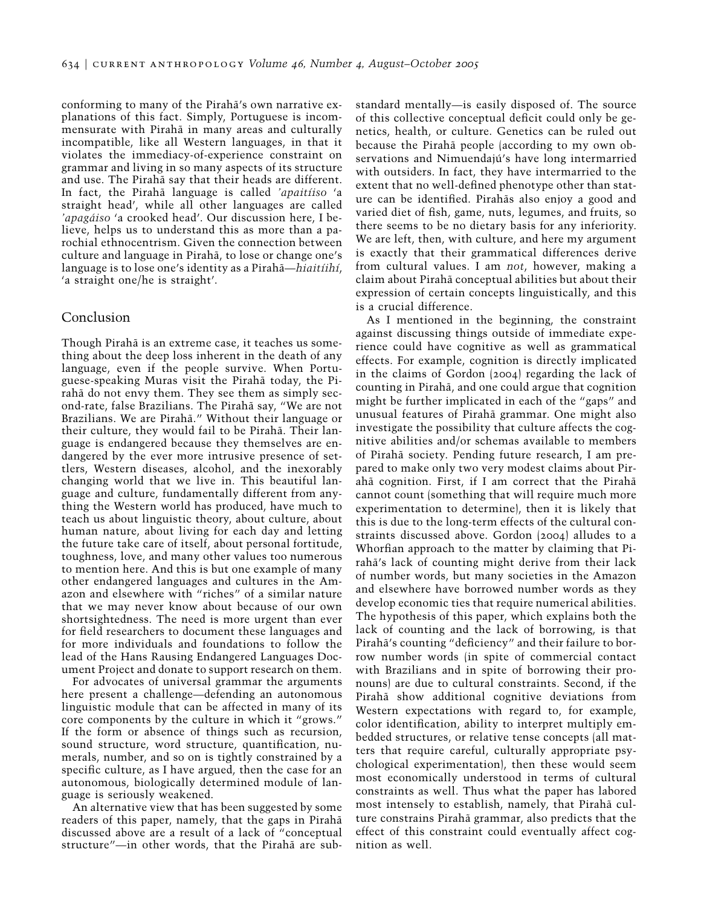conforming to many of the Pirahã's own narrative explanations of this fact. Simply, Portuguese is incommensurate with Pirahã in many areas and culturally incompatible, like all Western languages, in that it violates the immediacy-of-experience constraint on grammar and living in so many aspects of its structure and use. The Pirahã say that their heads are different. In fact, the Pirahã language is called *'apaitíiso* 'a straight head', while all other languages are called *'apagáiso* 'a crooked head'. Our discussion here, I believe, helps us to understand this as more than a parochial ethnocentrism. Given the connection between culture and language in Pirahã, to lose or change one's language is to lose one's identity as a Pirahã—*hiaitíihí*, 'a straight one/he is straight'.

## Conclusion

Though Pirahã is an extreme case, it teaches us something about the deep loss inherent in the death of any language, even if the people survive. When Portuguese-speaking Muras visit the Pirahã today, the Pirahã do not envy them. They see them as simply second-rate, false Brazilians. The Pirahã say, "We are not Brazilians. We are Pirahã." Without their language or their culture, they would fail to be Pirahã. Their language is endangered because they themselves are endangered by the ever more intrusive presence of settlers, Western diseases, alcohol, and the inexorably changing world that we live in. This beautiful language and culture, fundamentally different from anything the Western world has produced, have much to teach us about linguistic theory, about culture, about human nature, about living for each day and letting the future take care of itself, about personal fortitude, toughness, love, and many other values too numerous to mention here. And this is but one example of many other endangered languages and cultures in the Amazon and elsewhere with "riches" of a similar nature that we may never know about because of our own shortsightedness. The need is more urgent than ever for field researchers to document these languages and for more individuals and foundations to follow the lead of the Hans Rausing Endangered Languages Document Project and donate to support research on them.

For advocates of universal grammar the arguments here present a challenge—defending an autonomous linguistic module that can be affected in many of its core components by the culture in which it "grows." If the form or absence of things such as recursion, sound structure, word structure, quantification, numerals, number, and so on is tightly constrained by a specific culture, as I have argued, then the case for an autonomous, biologically determined module of language is seriously weakened.

An alternative view that has been suggested by some readers of this paper, namely, that the gaps in Pirahã discussed above are a result of a lack of "conceptual structure"—in other words, that the Pirahã are substandard mentally—is easily disposed of. The source of this collective conceptual deficit could only be genetics, health, or culture. Genetics can be ruled out because the Pirahã people (according to my own observations and Nimuendajú's have long intermarried with outsiders. In fact, they have intermarried to the extent that no well-defined phenotype other than stature can be identified. Pirahãs also enjoy a good and varied diet of fish, game, nuts, legumes, and fruits, so there seems to be no dietary basis for any inferiority. We are left, then, with culture, and here my argument is exactly that their grammatical differences derive from cultural values. I am *not*, however, making a claim about Pirahã conceptual abilities but about their expression of certain concepts linguistically, and this is a crucial difference.

As I mentioned in the beginning, the constraint against discussing things outside of immediate experience could have cognitive as well as grammatical effects. For example, cognition is directly implicated in the claims of Gordon (2004) regarding the lack of counting in Pirahã, and one could argue that cognition might be further implicated in each of the "gaps" and unusual features of Pirahã grammar. One might also investigate the possibility that culture affects the cognitive abilities and/or schemas available to members of Pirahã society. Pending future research, I am prepared to make only two very modest claims about Pirahã cognition. First, if I am correct that the Pirahã cannot count (something that will require much more experimentation to determine), then it is likely that this is due to the long-term effects of the cultural constraints discussed above. Gordon (2004) alludes to a Whorfian approach to the matter by claiming that Pirahã's lack of counting might derive from their lack of number words, but many societies in the Amazon and elsewhere have borrowed number words as they develop economic ties that require numerical abilities. The hypothesis of this paper, which explains both the lack of counting and the lack of borrowing, is that Pirahã's counting "deficiency" and their failure to borrow number words (in spite of commercial contact with Brazilians and in spite of borrowing their pronouns) are due to cultural constraints. Second, if the Pirahã show additional cognitive deviations from Western expectations with regard to, for example, color identification, ability to interpret multiply embedded structures, or relative tense concepts (all matters that require careful, culturally appropriate psychological experimentation), then these would seem most economically understood in terms of cultural constraints as well. Thus what the paper has labored most intensely to establish, namely, that Pirahã culture constrains Pirahã grammar, also predicts that the effect of this constraint could eventually affect cognition as well.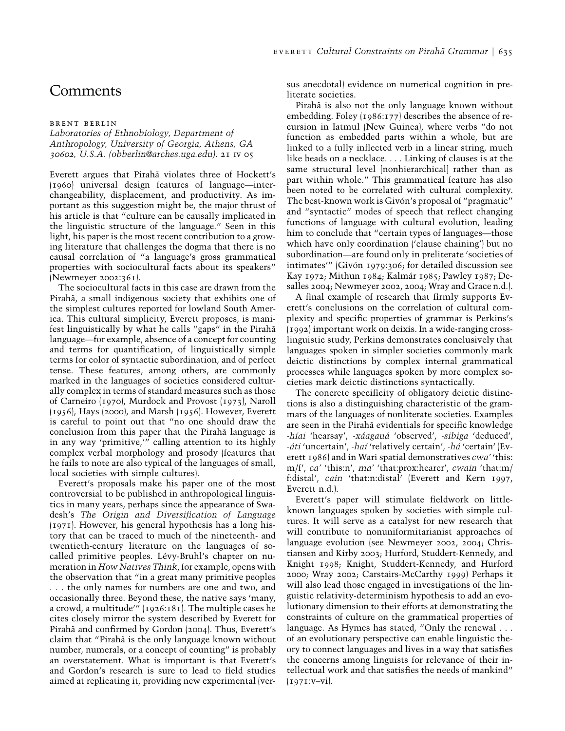# Comments

BRENT BERLIN

*Laboratories of Ethnobiology, Department of Anthropology, University of Georgia, Athens, GA 30602, U.S.A. (obberlin@arches.uga.edu).* 21 IV 05

Everett argues that Pirahã violates three of Hockett's (1960) universal design features of language—interchangeability, displacement, and productivity. As important as this suggestion might be, the major thrust of his article is that "culture can be causally implicated in the linguistic structure of the language." Seen in this light, his paper is the most recent contribution to a growing literature that challenges the dogma that there is no causal correlation of "a language's gross grammatical properties with sociocultural facts about its speakers" (Newmeyer 2002:361).

The sociocultural facts in this case are drawn from the Pirahã, a small indigenous society that exhibits one of the simplest cultures reported for lowland South America. This cultural simplicity, Everett proposes, is manifest linguistically by what he calls "gaps" in the Pirahã language—for example, absence of a concept for counting and terms for quantification, of linguistically simple terms for color of syntactic subordination, and of perfect tense. These features, among others, are commonly marked in the languages of societies considered culturally complex in terms of standard measures such as those of Carneiro (1970), Murdock and Provost (1973), Naroll (1956), Hays (2000), and Marsh (1956). However, Everett is careful to point out that "no one should draw the conclusion from this paper that the Pirahã language is in any way 'primitive,'" calling attention to its highly complex verbal morphology and prosody (features that he fails to note are also typical of the languages of small, local societies with simple cultures).

Everett's proposals make his paper one of the most controversial to be published in anthropological linguistics in many years, perhaps since the appearance of Swadesh's *The Origin and Diversification of Language* (1971). However, his general hypothesis has a long history that can be traced to much of the nineteenth- and twentieth-century literature on the languages of so-called primitive peoples. Lévy-Bruhl's chapter on numeration in *How Natives Think*, for example, opens with the observation that "in a great many primitive peoples . . . the only names for numbers are one and two, and occasionally three. Beyond these, the native says 'many, a crowd, a multitude'" (1926:181). The multiple cases he cites closely mirror the system described by Everett for Pirahã and confirmed by Gordon (2004). Thus, Everett's claim that "Pirahã is the only language known without number, numerals, or a concept of counting" is probably an overstatement. What is important is that Everett's and Gordon's research is sure to lead to field studies aimed at replicating it, providing new experimental (versus anecdotal) evidence on numerical cognition in preliterate societies.

Pirahã is also not the only language known without embedding. Foley (1986:177) describes the absence of recursion in Iatmul (New Guinea), where verbs "do not function as embedded parts within a whole, but are linked to a fully inflected verb in a linear string, much like beads on a necklace. . . . Linking of clauses is at the same structural level [nonhierarchical] rather than as part within whole." This grammatical feature has also been noted to be correlated with cultural complexity. The best-known work is Givón's proposal of "pragmatic" and "syntactic" modes of speech that reflect changing functions of language with cultural evolution, leading him to conclude that "certain types of languages—those which have only coordination ('clause chaining') but no subordination—are found only in preliterate 'societies of intimates'" (Givón 1979:306; for detailed discussion see Kay 1972; Mithun 1984; Kalmár 1985; Pawley 1987; Desalles 2004; Newmeyer 2002, 2004; Wray and Grace n.d.).

A final example of research that firmly supports Everett's conclusions on the correlation of cultural complexity and specific properties of grammar is Perkins's (1992) important work on deixis. In a wide-ranging cross-linguistic study, Perkins demonstrates conclusively that languages spoken in simpler societies commonly mark deictic distinctions by complex internal grammatical processes while languages spoken by more complex societies mark deictic distinctions syntactically.

The concrete specificity of obligatory deictic distinctions is also a distinguishing characteristic of the grammars of the languages of nonliterate societies. Examples are seen in the Pirahã evidentials for specific knowledge *-híai* 'hearsay', *-xáagauá* 'observed', *-sibiga* 'deduced', *-áti* 'uncertain', *-haí* 'relatively certain', *-há* 'certain' (Everett 1986) and in Wari spatial demonstratives *cwa'* 'this: m/f', *ca'* 'this:n', *ma'* 'that:prox:hearer', *cwain* 'that:m/f:distal', *cain* 'that:n:distal' (Everett and Kern 1997, Everett n.d.).

Everett's paper will stimulate fieldwork on little-known languages spoken by societies with simple cultures. It will serve as a catalyst for new research that will contribute to nonuniformitarianist approaches of language evolution (see Newmeyer 2002, 2004; Christiansen and Kirby 2003; Hurford, Studdert-Kennedy, and Knight 1998; Knight, Studdert-Kennedy, and Hurford 2000; Wray 2002; Carstairs-McCarthy 1999) Perhaps it will also lead those engaged in investigations of the linguistic relativity-determinism hypothesis to add an evolutionary dimension to their efforts at demonstrating the constraints of culture on the grammatical properties of language. As Hymes has stated, "Only the renewal . . . of an evolutionary perspective can enable linguistic theory to connect languages and lives in a way that satisfies the concerns among linguists for relevance of their intellectual work and that satisfies the needs of mankind" (1971:v–vi).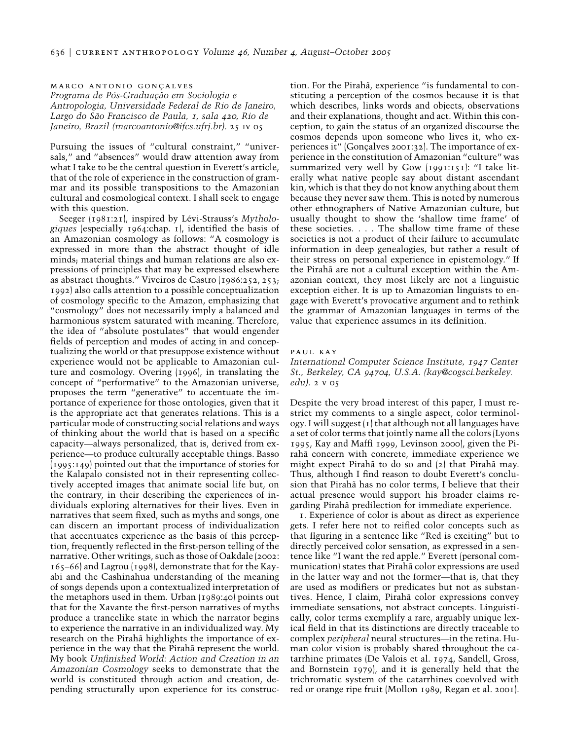marco antonio gonçalves

*Programa de Pós-Graduação em Sociologia e Antropologia, Universidade Federal de Rio de Janeiro, Largo do São Francisco de Paula, 1, sala 420, Rio de Janeiro, Brazil (marcoantonio@ifcs.ufrj.br).* 25 iv 05

Pursuing the issues of "cultural constraint," "universals," and "absences" would draw attention away from what I take to be the central question in Everett's article, that of the role of experience in the construction of grammar and its possible transpositions to the Amazonian cultural and cosmological context. I shall seek to engage with this question.

Seeger (1981:21), inspired by Lévi-Strauss's *Mythologiques* (especially 1964:chap. 1), identified the basis of an Amazonian cosmology as follows: "A cosmology is expressed in more than the abstract thought of idle minds; material things and human relations are also expressions of principles that may be expressed elsewhere as abstract thoughts." Viveiros de Castro (1986:252, 253; 1992) also calls attention to a possible conceptualization of cosmology specific to the Amazon, emphasizing that "cosmology" does not necessarily imply a balanced and harmonious system saturated with meaning. Therefore, the idea of "absolute postulates" that would engender fields of perception and modes of acting in and conceptualizing the world or that presuppose existence without experience would not be applicable to Amazonian culture and cosmology. Overing (1996), in translating the concept of "performative" to the Amazonian universe, proposes the term "generative" to accentuate the importance of experience for those ontologies, given that it is the appropriate act that generates relations. This is a particular mode of constructing social relations and ways of thinking about the world that is based on a specific capacity—always personalized, that is, derived from experience—to produce culturally acceptable things. Basso (1995:149) pointed out that the importance of stories for the Kalapalo consisted not in their representing collectively accepted images that animate social life but, on the contrary, in their describing the experiences of individuals exploring alternatives for their lives. Even in narratives that seem fixed, such as myths and songs, one can discern an important process of individualization that accentuates experience as the basis of this perception, frequently reflected in the first-person telling of the narrative. Other writings, such as those of Oakdale (2002: 165–66) and Lagrou (1998), demonstrate that for the Kayabi and the Cashinahua understanding of the meaning of songs depends upon a contextualized interpretation of the metaphors used in them. Urban (1989:40) points out that for the Xavante the first-person narratives of myths produce a trancelike state in which the narrator begins to experience the narrative in an individualized way. My research on the Pirahã highlights the importance of experience in the way that the Pirahã represent the world. My book *Unfinished World: Action and Creation in an Amazonian Cosmology* seeks to demonstrate that the world is constituted through action and creation, depending structurally upon experience for its construction. For the Pirahã, experience "is fundamental to constituting a perception of the cosmos because it is that which describes, links words and objects, observations and their explanations, thought and act. Within this conception, to gain the status of an organized discourse the cosmos depends upon someone who lives it, who experiences it" (Gonçalves 2001:32). The importance of experience in the constitution of Amazonian "culture" was summarized very well by Gow (1991:151): "I take literally what native people say about distant ascendant kin, which is that they do not know anything about them because they never saw them. This is noted by numerous other ethnographers of Native Amazonian culture, but usually thought to show the 'shallow time frame' of these societies. . . . The shallow time frame of these societies is not a product of their failure to accumulate information in deep genealogies, but rather a result of their stress on personal experience in epistemology." If the Pirahã are not a cultural exception within the Amazonian context, they most likely are not a linguistic exception either. It is up to Amazonian linguists to engage with Everett's provocative argument and to rethink the grammar of Amazonian languages in terms of the value that experience assumes in its definition.

paul kay

*International Computer Science Institute, 1947 Center St., Berkeley, CA 94704, U.S.A. (kay@cogsci.berkeley.edu).* 2 v 05

Despite the very broad interest of this paper, I must restrict my comments to a single aspect, color terminology. I will suggest (1) that although not all languages have a set of color terms that jointly name all the colors (Lyons 1995, Kay and Maffi 1999, Levinson 2000), given the Pirahã concern with concrete, immediate experience we might expect Pirahã to do so and (2) that Pirahã may. Thus, although I find reason to doubt Everett's conclusion that Pirahã has no color terms, I believe that their actual presence would support his broader claims regarding Pirahã predilection for immediate experience.

1. Experience of color is about as direct as experience gets. I refer here not to reified color concepts such as that figuring in a sentence like "Red is exciting" but to directly perceived color sensation, as expressed in a sentence like "I want the red apple." Everett (personal communication) states that Pirahã color expressions are used in the latter way and not the former—that is, that they are used as modifiers or predicates but not as substantives. Hence, I claim, Pirahã color expressions convey immediate sensations, not abstract concepts. Linguistically, color terms exemplify a rare, arguably unique lexical field in that its distinctions are directly traceable to complex *peripheral* neural structures—in the retina. Human color vision is probably shared throughout the catarrhine primates (De Valois et al. 1974, Sandell, Gross, and Bornstein 1979), and it is generally held that the trichromatic system of the catarrhines coevolved with red or orange ripe fruit (Mollon 1989, Regan et al. 2001).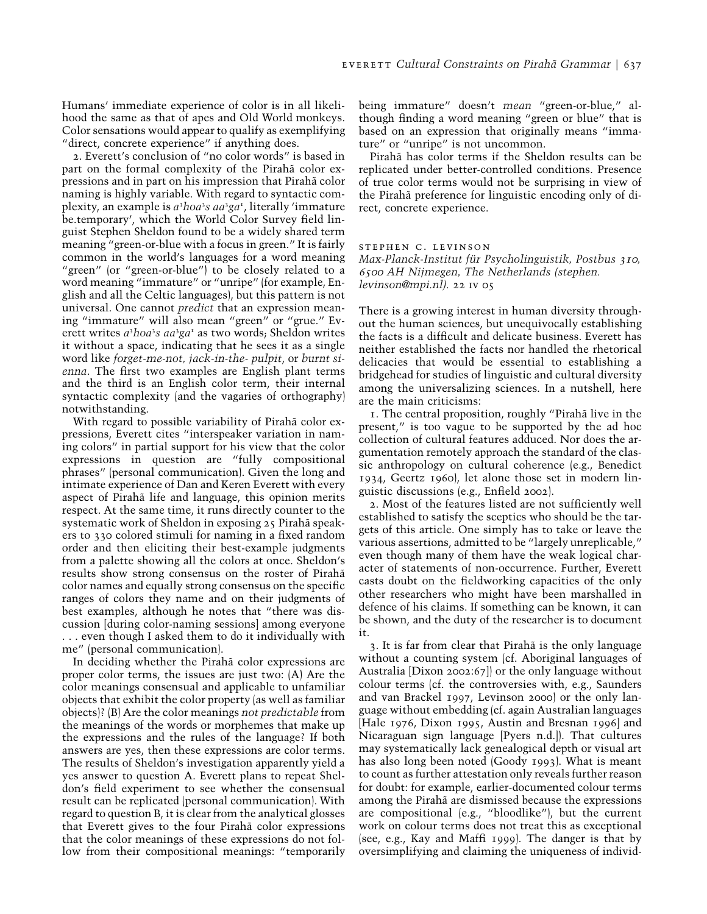Humans' immediate experience of color is in all likelihood the same as that of apes and Old World monkeys. Color sensations would appear to qualify as exemplifying "direct, concrete experience" if anything does.

2. Everett's conclusion of "no color words" is based in part on the formal complexity of the Pirahã color expressions and in part on his impression that Pirahã color naming is highly variable. With regard to syntactic complexity, an example is *a³hoa³s aa³ga¹*, literally 'immature be.temporary', which the World Color Survey field linguist Stephen Sheldon found to be a widely shared term meaning "green-or-blue with a focus in green." It is fairly common in the world's languages for a word meaning "green" (or "green-or-blue") to be closely related to a word meaning "immature" or "unripe" (for example, English and all the Celtic languages), but this pattern is not universal. One cannot *predict* that an expression meaning "immature" will also mean "green" or "grue." Everett writes *a³hoa³s aa³ga¹* as two words; Sheldon writes it without a space, indicating that he sees it as a single word like *forget-me-not, jack-in-the- pulpit*, or *burnt sienna*. The first two examples are English plant terms and the third is an English color term, their internal syntactic complexity (and the vagaries of orthography) notwithstanding.

With regard to possible variability of Pirahã color expressions, Everett cites "interspeaker variation in naming colors" in partial support for his view that the color expressions in question are "fully compositional phrases" (personal communication). Given the long and intimate experience of Dan and Keren Everett with every aspect of Pirahã life and language, this opinion merits respect. At the same time, it runs directly counter to the systematic work of Sheldon in exposing 25 Pirahã speakers to 330 colored stimuli for naming in a fixed random order and then eliciting their best-example judgments from a palette showing all the colors at once. Sheldon's results show strong consensus on the roster of Pirahã color names and equally strong consensus on the specific ranges of colors they name and on their judgments of best examples, although he notes that "there was discussion [during color-naming sessions] among everyone . . . even though I asked them to do it individually with me" (personal communication).

In deciding whether the Pirahã color expressions are proper color terms, the issues are just two: (A) Are the color meanings consensual and applicable to unfamiliar objects that exhibit the color property (as well as familiar objects)? (B) Are the color meanings *not predictable* from the meanings of the words or morphemes that make up the expressions and the rules of the language? If both answers are yes, then these expressions are color terms. The results of Sheldon's investigation apparently yield a yes answer to question A. Everett plans to repeat Sheldon's field experiment to see whether the consensual result can be replicated (personal communication). With regard to question B, it is clear from the analytical glosses that Everett gives to the four Pirahã color expressions that the color meanings of these expressions do not follow from their compositional meanings: "temporarily being immature" doesn't *mean* "green-or-blue," although finding a word meaning "green or blue" that is based on an expression that originally means "immature" or "unripe" is not uncommon.

Pirahã has color terms if the Sheldon results can be replicated under better-controlled conditions. Presence of true color terms would not be surprising in view of the Pirahã preference for linguistic encoding only of direct, concrete experience.

stephen c. levinson
*Max-Planck-Institut für Psycholinguistik, Postbus 310, 6500 AH Nijmegen, The Netherlands (stephen.levinson@mpi.nl).* 22 iv 05

There is a growing interest in human diversity throughout the human sciences, but unequivocally establishing the facts is a difficult and delicate business. Everett has neither established the facts nor handled the rhetorical delicacies that would be essential to establishing a bridgehead for studies of linguistic and cultural diversity among the universalizing sciences. In a nutshell, here are the main criticisms:

1. The central proposition, roughly "Pirahã live in the present," is too vague to be supported by the ad hoc collection of cultural features adduced. Nor does the argumentation remotely approach the standard of the classic anthropology on cultural coherence (e.g., Benedict 1934, Geertz 1960), let alone those set in modern linguistic discussions (e.g., Enfield 2002).

2. Most of the features listed are not sufficiently well established to satisfy the sceptics who should be the targets of this article. One simply has to take or leave the various assertions, admitted to be "largely unreplicable," even though many of them have the weak logical character of statements of non-occurrence. Further, Everett casts doubt on the fieldworking capacities of the only other researchers who might have been marshalled in defence of his claims. If something can be known, it can be shown, and the duty of the researcher is to document it.

3. It is far from clear that Pirahã is the only language without a counting system (cf. Aboriginal languages of Australia [Dixon 2002:67]) or the only language without colour terms (cf. the controversies with, e.g., Saunders and van Brackel 1997, Levinson 2000) or the only language without embedding (cf. again Australian languages [Hale 1976, Dixon 1995, Austin and Bresnan 1996] and Nicaraguan sign language [Pyers n.d.]). That cultures may systematically lack genealogical depth or visual art has also long been noted (Goody 1993). What is meant to count as further attestation only reveals further reason for doubt: for example, earlier-documented colour terms among the Pirahã are dismissed because the expressions are compositional (e.g., "bloodlike"), but the current work on colour terms does not treat this as exceptional (see, e.g., Kay and Maffi 1999). The danger is that by oversimplifying and claiming the uniqueness of individ-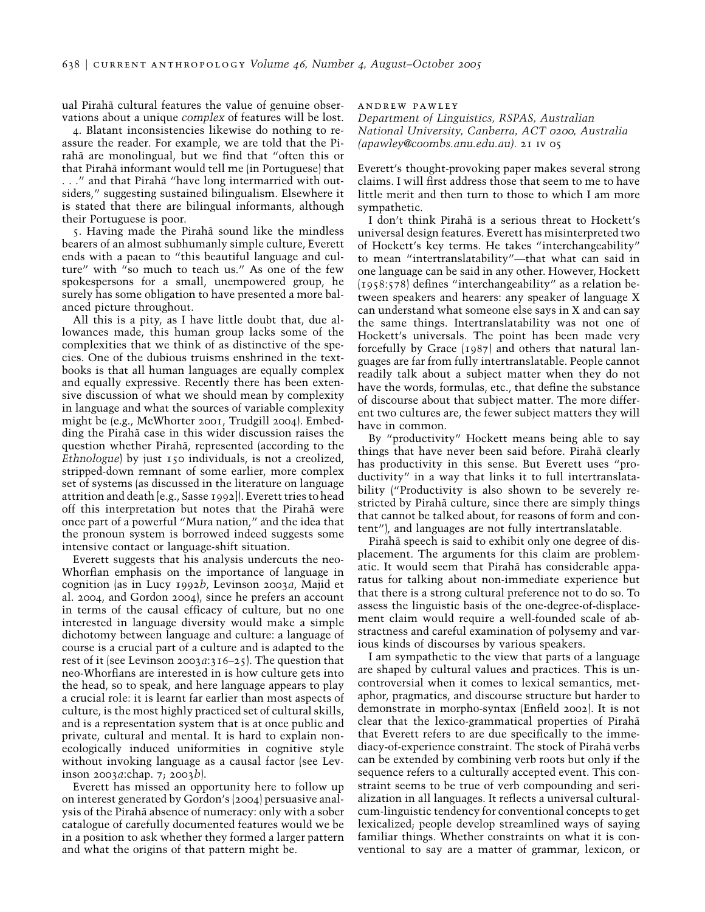ual Pirahã cultural features the value of genuine observations about a unique *complex* of features will be lost.

4. Blatant inconsistencies likewise do nothing to reassure the reader. For example, we are told that the Pirahã are monolingual, but we find that "often this or that Pirahã informant would tell me (in Portuguese) that . . ." and that Pirahã "have long intermarried with outsiders," suggesting sustained bilingualism. Elsewhere it is stated that there are bilingual informants, although their Portuguese is poor.

5. Having made the Pirahã sound like the mindless bearers of an almost subhumanly simple culture, Everett ends with a paean to "this beautiful language and culture" with "so much to teach us." As one of the few spokespersons for a small, unempowered group, he surely has some obligation to have presented a more balanced picture throughout.

All this is a pity, as I have little doubt that, due allowances made, this human group lacks some of the complexities that we think of as distinctive of the species. One of the dubious truisms enshrined in the textbooks is that all human languages are equally complex and equally expressive. Recently there has been extensive discussion of what we should mean by complexity in language and what the sources of variable complexity might be (e.g., McWhorter 2001, Trudgill 2004). Embedding the Pirahã case in this wider discussion raises the question whether Pirahã, represented (according to the *Ethnologue*) by just 150 individuals, is not a creolized, stripped-down remnant of some earlier, more complex set of systems (as discussed in the literature on language attrition and death [e.g., Sasse 1992]). Everett tries to head off this interpretation but notes that the Pirahã were once part of a powerful "Mura nation," and the idea that the pronoun system is borrowed indeed suggests some intensive contact or language-shift situation.

Everett suggests that his analysis undercuts the neo-Whorfian emphasis on the importance of language in cognition (as in Lucy 1992*b*, Levinson 2003*a*, Majid et al. 2004, and Gordon 2004), since he prefers an account in terms of the causal efficacy of culture, but no one interested in language diversity would make a simple dichotomy between language and culture: a language of course is a crucial part of a culture and is adapted to the rest of it (see Levinson 2003*a*:316–25). The question that neo-Whorfians are interested in is how culture gets into the head, so to speak, and here language appears to play a crucial role: it is learnt far earlier than most aspects of culture, is the most highly practiced set of cultural skills, and is a representation system that is at once public and private, cultural and mental. It is hard to explain non-ecologically induced uniformities in cognitive style without invoking language as a causal factor (see Levinson 2003*a*:chap. 7; 2003*b*).

Everett has missed an opportunity here to follow up on interest generated by Gordon's (2004) persuasive analysis of the Pirahã absence of numeracy: only with a sober catalogue of carefully documented features would we be in a position to ask whether they formed a larger pattern and what the origins of that pattern might be.

andrew pawley
*Department of Linguistics, RSPAS, Australian National University, Canberra, ACT 0200, Australia (apawley@coombs.anu.edu.au).* 21 iv 05

Everett's thought-provoking paper makes several strong claims. I will first address those that seem to me to have little merit and then turn to those to which I am more sympathetic.

I don't think Pirahã is a serious threat to Hockett's universal design features. Everett has misinterpreted two of Hockett's key terms. He takes "interchangeability" to mean "intertranslatability"—that what can said in one language can be said in any other. However, Hockett (1958:578) defines "interchangeability" as a relation between speakers and hearers: any speaker of language X can understand what someone else says in X and can say the same things. Intertranslatability was not one of Hockett's universals. The point has been made very forcefully by Grace (1987) and others that natural languages are far from fully intertranslatable. People cannot readily talk about a subject matter when they do not have the words, formulas, etc., that define the substance of discourse about that subject matter. The more different two cultures are, the fewer subject matters they will have in common.

By "productivity" Hockett means being able to say things that have never been said before. Pirahã clearly has productivity in this sense. But Everett uses "productivity" in a way that links it to full intertranslatability ("Productivity is also shown to be severely restricted by Pirahã culture, since there are simply things that cannot be talked about, for reasons of form and content"), and languages are not fully intertranslatable.

Pirahã speech is said to exhibit only one degree of displacement. The arguments for this claim are problematic. It would seem that Pirahã has considerable apparatus for talking about non-immediate experience but that there is a strong cultural preference not to do so. To assess the linguistic basis of the one-degree-of-displacement claim would require a well-founded scale of abstractness and careful examination of polysemy and various kinds of discourses by various speakers.

I am sympathetic to the view that parts of a language are shaped by cultural values and practices. This is uncontroversial when it comes to lexical semantics, metaphor, pragmatics, and discourse structure but harder to demonstrate in morpho-syntax (Enfield 2002). It is not clear that the lexico-grammatical properties of Pirahã that Everett refers to are due specifically to the immediacy-of-experience constraint. The stock of Pirahã verbs can be extended by combining verb roots but only if the sequence refers to a culturally accepted event. This constraint seems to be true of verb compounding and serialization in all languages. It reflects a universal cultural-cum-linguistic tendency for conventional concepts to get lexicalized; people develop streamlined ways of saying familiar things. Whether constraints on what it is conventional to say are a matter of grammar, lexicon, or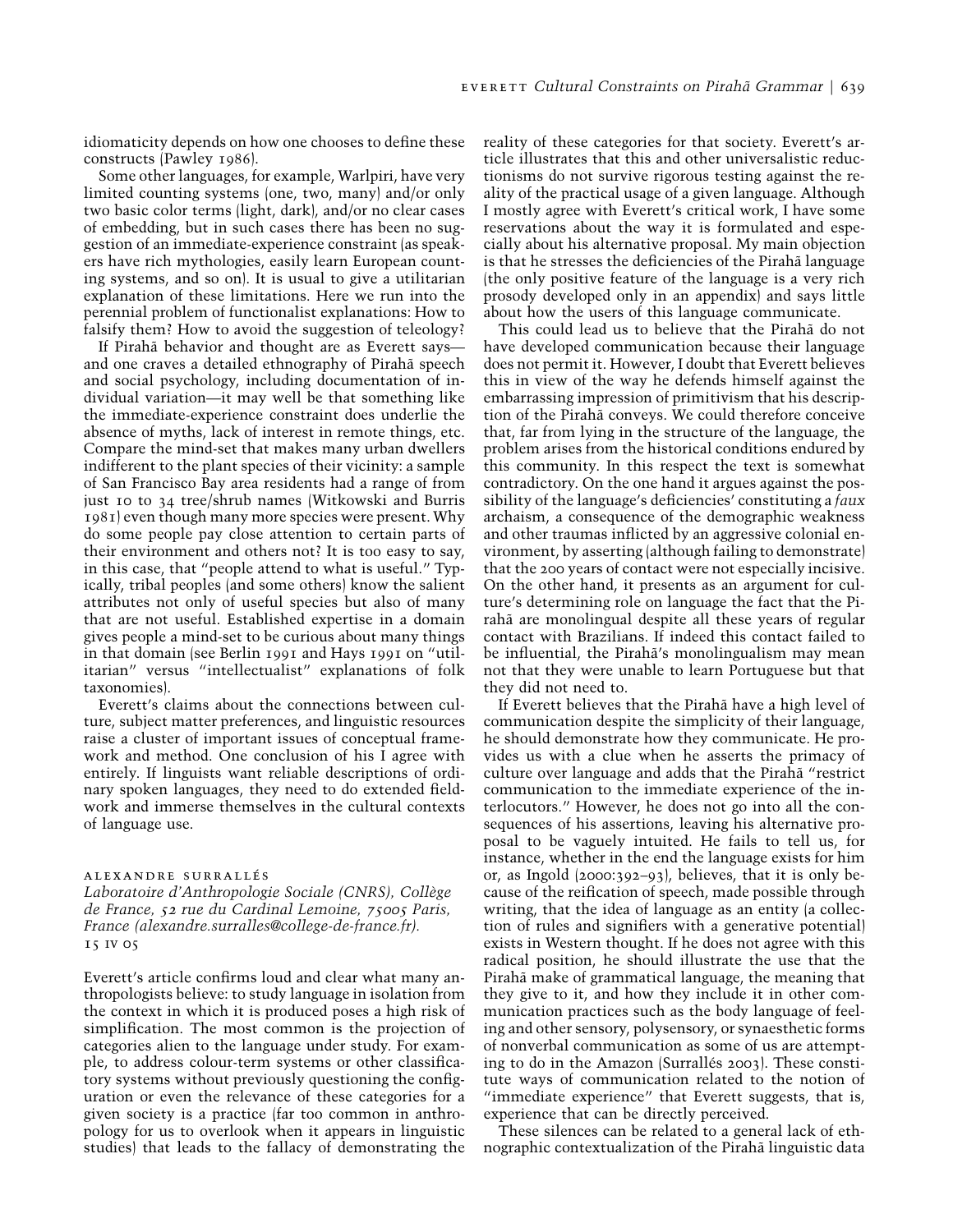idiomaticity depends on how one chooses to define these constructs (Pawley 1986).

Some other languages, for example, Warlpiri, have very limited counting systems (one, two, many) and/or only two basic color terms (light, dark), and/or no clear cases of embedding, but in such cases there has been no suggestion of an immediate-experience constraint (as speakers have rich mythologies, easily learn European counting systems, and so on). It is usual to give a utilitarian explanation of these limitations. Here we run into the perennial problem of functionalist explanations: How to falsify them? How to avoid the suggestion of teleology?

If Pirahã behavior and thought are as Everett says—and one craves a detailed ethnography of Pirahã speech and social psychology, including documentation of individual variation—it may well be that something like the immediate-experience constraint does underlie the absence of myths, lack of interest in remote things, etc. Compare the mind-set that makes many urban dwellers indifferent to the plant species of their vicinity: a sample of San Francisco Bay area residents had a range of from just 10 to 34 tree/shrub names (Witkowski and Burris 1981) even though many more species were present. Why do some people pay close attention to certain parts of their environment and others not? It is too easy to say, in this case, that "people attend to what is useful." Typically, tribal peoples (and some others) know the salient attributes not only of useful species but also of many that are not useful. Established expertise in a domain gives people a mind-set to be curious about many things in that domain (see Berlin 1991 and Hays 1991 on "utilitarian" versus "intellectualist" explanations of folk taxonomies).

Everett's claims about the connections between culture, subject matter preferences, and linguistic resources raise a cluster of important issues of conceptual framework and method. One conclusion of his I agree with entirely. If linguists want reliable descriptions of ordinary spoken languages, they need to do extended fieldwork and immerse themselves in the cultural contexts of language use.

## Alexandre Surrallés

*Laboratoire d'Anthropologie Sociale (CNRS), Collège de France, 52 rue du Cardinal Lemoine, 75005 Paris, France (alexandre.surralles@college-de-france.fr).* 15 IV 05

Everett's article confirms loud and clear what many anthropologists believe: to study language in isolation from the context in which it is produced poses a high risk of simplification. The most common is the projection of categories alien to the language under study. For example, to address colour-term systems or other classificatory systems without previously questioning the configuration or even the relevance of these categories for a given society is a practice (far too common in anthropology for us to overlook when it appears in linguistic studies) that leads to the fallacy of demonstrating the reality of these categories for that society. Everett's article illustrates that this and other universalistic reductionisms do not survive rigorous testing against the reality of the practical usage of a given language. Although I mostly agree with Everett's critical work, I have some reservations about the way it is formulated and especially about his alternative proposal. My main objection is that he stresses the deficiencies of the Pirahã language (the only positive feature of the language is a very rich prosody developed only in an appendix) and says little about how the users of this language communicate.

This could lead us to believe that the Pirahã do not have developed communication because their language does not permit it. However, I doubt that Everett believes this in view of the way he defends himself against the embarrassing impression of primitivism that his description of the Pirahã conveys. We could therefore conceive that, far from lying in the structure of the language, the problem arises from the historical conditions endured by this community. In this respect the text is somewhat contradictory. On the one hand it argues against the possibility of the language's deficiencies' constituting a *faux* archaism, a consequence of the demographic weakness and other traumas inflicted by an aggressive colonial environment, by asserting (although failing to demonstrate) that the 200 years of contact were not especially incisive. On the other hand, it presents as an argument for culture's determining role on language the fact that the Pirahã are monolingual despite all these years of regular contact with Brazilians. If indeed this contact failed to be influential, the Pirahã's monolingualism may mean not that they were unable to learn Portuguese but that they did not need to.

If Everett believes that the Pirahã have a high level of communication despite the simplicity of their language, he should demonstrate how they communicate. He provides us with a clue when he asserts the primacy of culture over language and adds that the Pirahã "restrict communication to the immediate experience of the interlocutors." However, he does not go into all the consequences of his assertions, leaving his alternative proposal to be vaguely intuited. He fails to tell us, for instance, whether in the end the language exists for him or, as Ingold (2000:392–93), believes, that it is only because of the reification of speech, made possible through writing, that the idea of language as an entity (a collection of rules and signifiers with a generative potential) exists in Western thought. If he does not agree with this radical position, he should illustrate the use that the Pirahã make of grammatical language, the meaning that they give to it, and how they include it in other communication practices such as the body language of feeling and other sensory, polysensory, or synaesthetic forms of nonverbal communication as some of us are attempting to do in the Amazon (Surrallés 2003). These constitute ways of communication related to the notion of "immediate experience" that Everett suggests, that is, experience that can be directly perceived.

These silences can be related to a general lack of ethnographic contextualization of the Pirahã linguistic data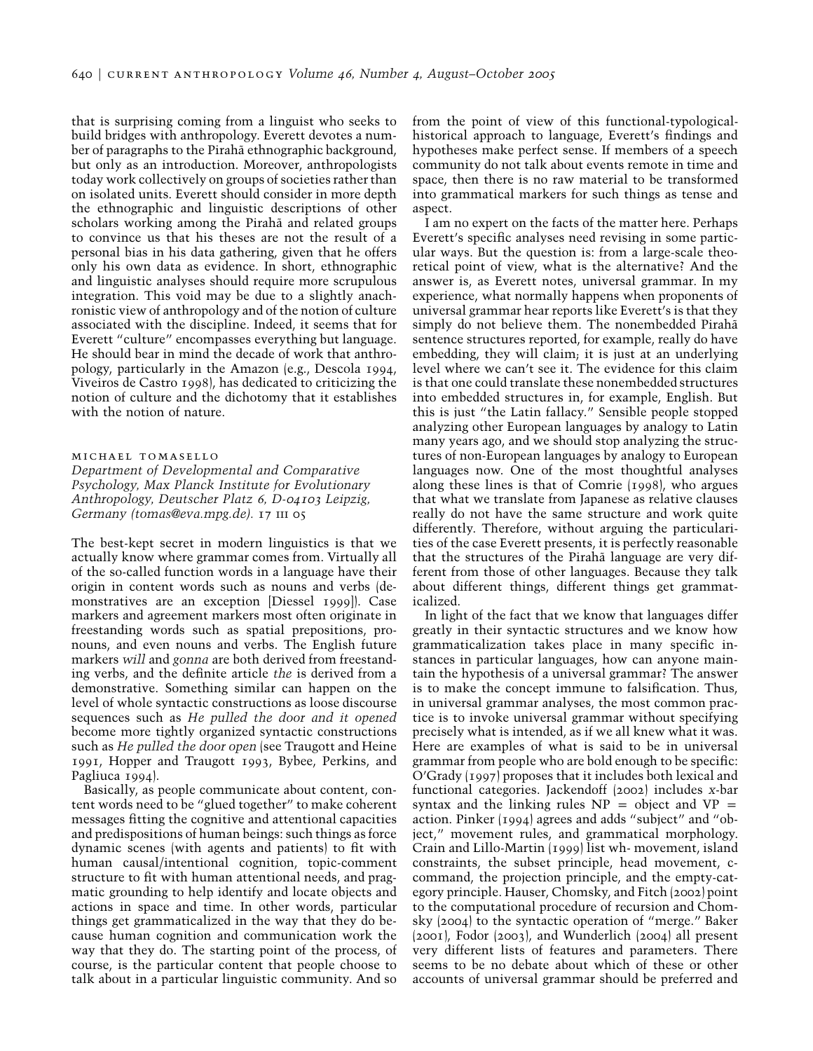that is surprising coming from a linguist who seeks to build bridges with anthropology. Everett devotes a number of paragraphs to the Pirahã ethnographic background, but only as an introduction. Moreover, anthropologists today work collectively on groups of societies rather than on isolated units. Everett should consider in more depth the ethnographic and linguistic descriptions of other scholars working among the Pirahã and related groups to convince us that his theses are not the result of a personal bias in his data gathering, given that he offers only his own data as evidence. In short, ethnographic and linguistic analyses should require more scrupulous integration. This void may be due to a slightly anachronistic view of anthropology and of the notion of culture associated with the discipline. Indeed, it seems that for Everett "culture" encompasses everything but language. He should bear in mind the decade of work that anthropology, particularly in the Amazon (e.g., Descola 1994, Viveiros de Castro 1998), has dedicated to criticizing the notion of culture and the dichotomy that it establishes with the notion of nature.

### michael tomasello

*Department of Developmental and Comparative Psychology, Max Planck Institute for Evolutionary Anthropology, Deutscher Platz 6, D-04103 Leipzig, Germany (tomas@eva.mpg.de).* 17 III 05

The best-kept secret in modern linguistics is that we actually know where grammar comes from. Virtually all of the so-called function words in a language have their origin in content words such as nouns and verbs (demonstratives are an exception [Diessel 1999]). Case markers and agreement markers most often originate in freestanding words such as spatial prepositions, pronouns, and even nouns and verbs. The English future markers *will* and *gonna* are both derived from freestanding verbs, and the definite article *the* is derived from a demonstrative. Something similar can happen on the level of whole syntactic constructions as loose discourse sequences such as *He pulled the door and it opened* become more tightly organized syntactic constructions such as *He pulled the door open* (see Traugott and Heine 1991, Hopper and Traugott 1993, Bybee, Perkins, and Pagliuca 1994).

Basically, as people communicate about content, content words need to be "glued together" to make coherent messages fitting the cognitive and attentional capacities and predispositions of human beings: such things as force dynamic scenes (with agents and patients) to fit with human causal/intentional cognition, topic-comment structure to fit with human attentional needs, and pragmatic grounding to help identify and locate objects and actions in space and time. In other words, particular things get grammaticalized in the way that they do because human cognition and communication work the way that they do. The starting point of the process, of course, is the particular content that people choose to talk about in a particular linguistic community. And so from the point of view of this functional-typological-historical approach to language, Everett's findings and hypotheses make perfect sense. If members of a speech community do not talk about events remote in time and space, then there is no raw material to be transformed into grammatical markers for such things as tense and aspect.

I am no expert on the facts of the matter here. Perhaps Everett's specific analyses need revising in some particular ways. But the question is: from a large-scale theoretical point of view, what is the alternative? And the answer is, as Everett notes, universal grammar. In my experience, what normally happens when proponents of universal grammar hear reports like Everett's is that they simply do not believe them. The nonembedded Pirahã sentence structures reported, for example, really do have embedding, they will claim; it is just at an underlying level where we can't see it. The evidence for this claim is that one could translate these nonembedded structures into embedded structures in, for example, English. But this is just "the Latin fallacy." Sensible people stopped analyzing other European languages by analogy to Latin many years ago, and we should stop analyzing the structures of non-European languages by analogy to European languages now. One of the most thoughtful analyses along these lines is that of Comrie (1998), who argues that what we translate from Japanese as relative clauses really do not have the same structure and work quite differently. Therefore, without arguing the particularities of the case Everett presents, it is perfectly reasonable that the structures of the Pirahã language are very different from those of other languages. Because they talk about different things, different things get grammaticalized.

In light of the fact that we know that languages differ greatly in their syntactic structures and we know how grammaticalization takes place in many specific instances in particular languages, how can anyone maintain the hypothesis of a universal grammar? The answer is to make the concept immune to falsification. Thus, in universal grammar analyses, the most common practice is to invoke universal grammar without specifying precisely what is intended, as if we all knew what it was. Here are examples of what is said to be in universal grammar from people who are bold enough to be specific: O'Grady (1997) proposes that it includes both lexical and functional categories. Jackendoff (2002) includes *x*-bar syntax and the linking rules NP = object and VP = action. Pinker (1994) agrees and adds "subject" and "object," movement rules, and grammatical morphology. Crain and Lillo-Martin (1999) list wh- movement, island constraints, the subset principle, head movement, c-command, the projection principle, and the empty-category principle. Hauser, Chomsky, and Fitch (2002) point to the computational procedure of recursion and Chomsky (2004) to the syntactic operation of "merge." Baker (2001), Fodor (2003), and Wunderlich (2004) all present very different lists of features and parameters. There seems to be no debate about which of these or other accounts of universal grammar should be preferred and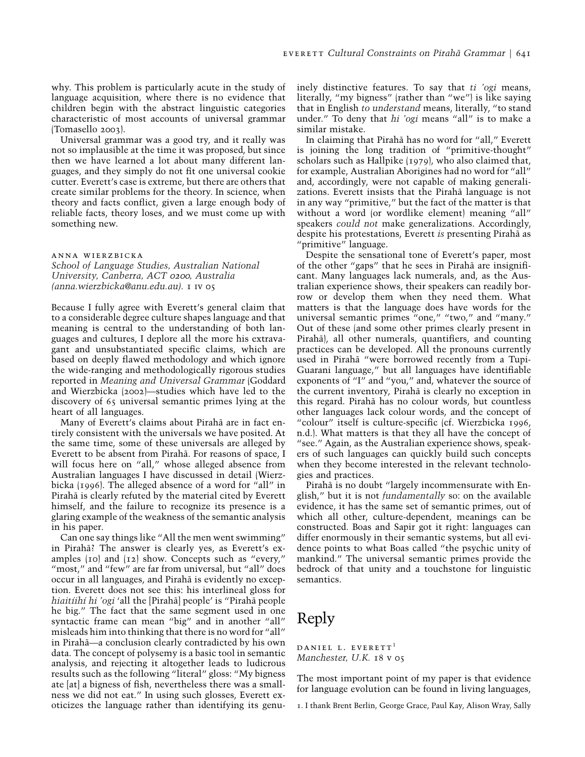why. This problem is particularly acute in the study of language acquisition, where there is no evidence that children begin with the abstract linguistic categories characteristic of most accounts of universal grammar (Tomasello 2003).

Universal grammar was a good try, and it really was not so implausible at the time it was proposed, but since then we have learned a lot about many different languages, and they simply do not fit one universal cookie cutter. Everett's case is extreme, but there are others that create similar problems for the theory. In science, when theory and facts conflict, given a large enough body of reliable facts, theory loses, and we must come up with something new.

ANNA WIERZBICKA
*School of Language Studies, Australian National University, Canberra, ACT 0200, Australia (anna.wierzbicka@anu.edu.au).* 1 IV 05

Because I fully agree with Everett's general claim that to a considerable degree culture shapes language and that meaning is central to the understanding of both languages and cultures, I deplore all the more his extravagant and unsubstantiated specific claims, which are based on deeply flawed methodology and which ignore the wide-ranging and methodologically rigorous studies reported in *Meaning and Universal Grammar* (Goddard and Wierzbicka (2002)—studies which have led to the discovery of 65 universal semantic primes lying at the heart of all languages.

Many of Everett's claims about Pirahã are in fact entirely consistent with the universals we have posited. At the same time, some of these universals are alleged by Everett to be absent from Pirahã. For reasons of space, I will focus here on "all," whose alleged absence from Australian languages I have discussed in detail (Wierzbicka (1996). The alleged absence of a word for "all" in Pirahã is clearly refuted by the material cited by Everett himself, and the failure to recognize its presence is a glaring example of the weakness of the semantic analysis in his paper.

Can one say things like "All the men went swimming" in Pirahã? The answer is clearly yes, as Everett's examples (10) and (12) show. Concepts such as "every," "most," and "few" are far from universal, but "all" does occur in all languages, and Pirahã is evidently no exception. Everett does not see this: his interlineal gloss for *hiaitíihí hi 'ogi* 'all the [Pirahã] people' is "Pirahã people he big." The fact that the same segment used in one syntactic frame can mean "big" and in another "all" misleads him into thinking that there is no word for "all" in Pirahã—a conclusion clearly contradicted by his own data. The concept of polysemy is a basic tool in semantic analysis, and rejecting it altogether leads to ludicrous results such as the following "literal" gloss: "My bigness ate [at] a bigness of fish, nevertheless there was a smallness we did not eat." In using such glosses, Everett exoticizes the language rather than identifying its genuinely distinctive features. To say that *ti 'ogi* means, literally, "my bigness" (rather than "we") is like saying that in English *to understand* means, literally, "to stand under." To deny that *hi 'ogi* means "all" is to make a similar mistake.

In claiming that Pirahã has no word for "all," Everett is joining the long tradition of "primitive-thought" scholars such as Hallpike (1979), who also claimed that, for example, Australian Aborigines had no word for "all" and, accordingly, were not capable of making generalizations. Everett insists that the Pirahã language is not in any way "primitive," but the fact of the matter is that without a word (or wordlike element) meaning "all" speakers *could not* make generalizations. Accordingly, despite his protestations, Everett *is* presenting Pirahã as "primitive" language.

Despite the sensational tone of Everett's paper, most of the other "gaps" that he sees in Pirahã are insignificant. Many languages lack numerals, and, as the Australian experience shows, their speakers can readily borrow or develop them when they need them. What matters is that the language does have words for the universal semantic primes "one," "two," and "many." Out of these (and some other primes clearly present in Pirahã), all other numerals, quantifiers, and counting practices can be developed. All the pronouns currently used in Pirahã "were borrowed recently from a Tupi-Guarani language," but all languages have identifiable exponents of "I" and "you," and, whatever the source of the current inventory, Pirahã is clearly no exception in this regard. Pirahã has no colour words, but countless other languages lack colour words, and the concept of "colour" itself is culture-specific (cf. Wierzbicka 1996, n.d.). What matters is that they all have the concept of "see." Again, as the Australian experience shows, speakers of such languages can quickly build such concepts when they become interested in the relevant technologies and practices.

Pirahã is no doubt "largely incommensurate with English," but it is not *fundamentally* so: on the available evidence, it has the same set of semantic primes, out of which all other, culture-dependent, meanings can be constructed. Boas and Sapir got it right: languages can differ enormously in their semantic systems, but all evidence points to what Boas called "the psychic unity of mankind." The universal semantic primes provide the bedrock of that unity and a touchstone for linguistic semantics.

# Reply

DANIEL L. EVERETT[1]
*Manchester, U.K.* 18 V 05

The most important point of my paper is that evidence for language evolution can be found in living languages,

1. I thank Brent Berlin, George Grace, Paul Kay, Alison Wray, Sally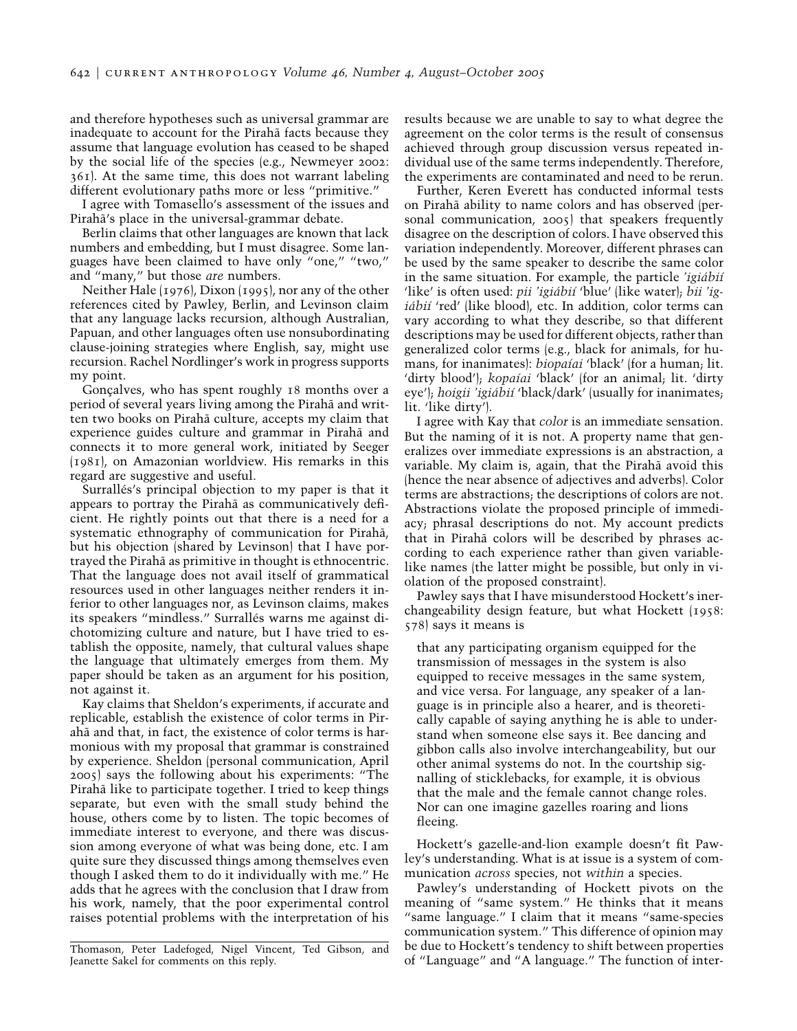and therefore hypotheses such as universal grammar are inadequate to account for the Pirahã facts because they assume that language evolution has ceased to be shaped by the social life of the species (e.g., Newmeyer 2002: 361). At the same time, this does not warrant labeling different evolutionary paths more or less "primitive."

I agree with Tomasello's assessment of the issues and Pirahã's place in the universal-grammar debate.

Berlin claims that other languages are known that lack numbers and embedding, but I must disagree. Some languages have been claimed to have only "one," "two," and "many," but those *are* numbers.

Neither Hale (1976), Dixon (1995), nor any of the other references cited by Pawley, Berlin, and Levinson claim that any language lacks recursion, although Australian, Papuan, and other languages often use nonsubordinating clause-joining strategies where English, say, might use recursion. Rachel Nordlinger's work in progress supports my point.

Gonçalves, who has spent roughly 18 months over a period of several years living among the Pirahã and written two books on Pirahã culture, accepts my claim that experience guides culture and grammar in Pirahã and connects it to more general work, initiated by Seeger (1981), on Amazonian worldview. His remarks in this regard are suggestive and useful.

Surrallés's principal objection to my paper is that it appears to portray the Pirahã as communicatively deficient. He rightly points out that there is a need for a systematic ethnography of communication for Pirahã, but his objection (shared by Levinson) that I have portrayed the Pirahã as primitive in thought is ethnocentric. That the language does not avail itself of grammatical resources used in other languages neither renders it inferior to other languages nor, as Levinson claims, makes its speakers "mindless." Surrallés warns me against dichotomizing culture and nature, but I have tried to establish the opposite, namely, that cultural values shape the language that ultimately emerges from them. My paper should be taken as an argument for his position, not against it.

Kay claims that Sheldon's experiments, if accurate and replicable, establish the existence of color terms in Pirahã and that, in fact, the existence of color terms is harmonious with my proposal that grammar is constrained by experience. Sheldon (personal communication, April 2005) says the following about his experiments: "The Pirahã like to participate together. I tried to keep things separate, but even with the small study behind the house, others come by to listen. The topic becomes of immediate interest to everyone, and there was discussion among everyone of what was being done, etc. I am quite sure they discussed things among themselves even though I asked them to do it individually with me." He adds that he agrees with the conclusion that I draw from his work, namely, that the poor experimental control raises potential problems with the interpretation of his results because we are unable to say to what degree the agreement on the color terms is the result of consensus achieved through group discussion versus repeated individual use of the same terms independently. Therefore, the experiments are contaminated and need to be rerun.

Further, Keren Everett has conducted informal tests on Pirahã ability to name colors and has observed (personal communication, 2005) that speakers frequently disagree on the description of colors. I have observed this variation independently. Moreover, different phrases can be used by the same speaker to describe the same color in the same situation. For example, the particle *'igiábií* 'like' is often used: *pii 'igiábií* 'blue' (like water); *bii 'igiábií* 'red' (like blood), etc. In addition, color terms can vary according to what they describe, so that different descriptions may be used for different objects, rather than generalized color terms (e.g., black for animals, for humans, for inanimates): *biopaíai* 'black' (for a human; lit. 'dirty blood'); *kopaíai* 'black' (for an animal; lit. 'dirty eye'); *hoigii 'igiábií* 'black/dark' (usually for inanimates; lit. 'like dirty').

I agree with Kay that *color* is an immediate sensation. But the naming of it is not. A property name that generalizes over immediate expressions is an abstraction, a variable. My claim is, again, that the Pirahã avoid this (hence the near absence of adjectives and adverbs). Color terms are abstractions; the descriptions of colors are not. Abstractions violate the proposed principle of immediacy; phrasal descriptions do not. My account predicts that in Pirahã colors will be described by phrases according to each experience rather than given variable-like names (the latter might be possible, but only in violation of the proposed constraint).

Pawley says that I have misunderstood Hockett's inerchangeability design feature, but what Hockett (1958: 578) says it means is

> that any participating organism equipped for the transmission of messages in the system is also equipped to receive messages in the same system, and vice versa. For language, any speaker of a language is in principle also a hearer, and is theoretically capable of saying anything he is able to understand when someone else says it. Bee dancing and gibbon calls also involve interchangeability, but our other animal systems do not. In the courtship signalling of sticklebacks, for example, it is obvious that the male and the female cannot change roles. Nor can one imagine gazelles roaring and lions fleeing.

Hockett's gazelle-and-lion example doesn't fit Pawley's understanding. What is at issue is a system of communication *across* species, not *within* a species.

Pawley's understanding of Hockett pivots on the meaning of "same system." He thinks that it means "same language." I claim that it means "same-species communication system." This difference of opinion may be due to Hockett's tendency to shift between properties of "Language" and "A language." The function of inter-

Thomason, Peter Ladefoged, Nigel Vincent, Ted Gibson, and Jeanette Sakel for comments on this reply.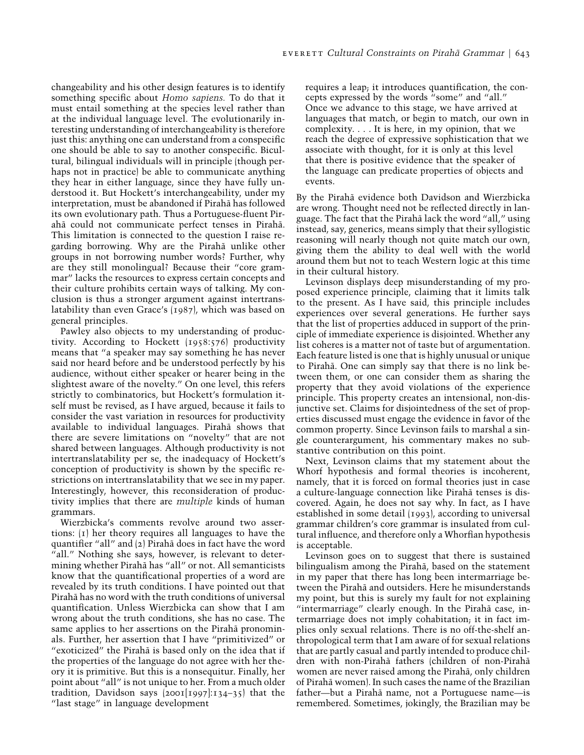changeability and his other design features is to identify something specific about *Homo sapiens.* To do that it must entail something at the species level rather than at the individual language level. The evolutionarily interesting understanding of interchangeability is therefore just this: anything one can understand from a conspecific one should be able to say to another conspecific. Bicultural, bilingual individuals will in principle (though perhaps not in practice) be able to communicate anything they hear in either language, since they have fully understood it. But Hockett's interchangeability, under my interpretation, must be abandoned if Pirahã has followed its own evolutionary path. Thus a Portuguese-fluent Pirahã could not communicate perfect tenses in Pirahã. This limitation is connected to the question I raise regarding borrowing. Why are the Pirahã unlike other groups in not borrowing number words? Further, why are they still monolingual? Because their "core grammar" lacks the resources to express certain concepts and their culture prohibits certain ways of talking. My conclusion is thus a stronger argument against intertranslatability than even Grace's (1987), which was based on general principles.

Pawley also objects to my understanding of productivity. According to Hockett (1958:576) productivity means that "a speaker may say something he has never said nor heard before and be understood perfectly by his audience, without either speaker or hearer being in the slightest aware of the novelty." On one level, this refers strictly to combinatorics, but Hockett's formulation itself must be revised, as I have argued, because it fails to consider the vast variation in resources for productivity available to individual languages. Pirahã shows that there are severe limitations on "novelty" that are not shared between languages. Although productivity is not intertranslatability per se, the inadequacy of Hockett's conception of productivity is shown by the specific restrictions on intertranslatability that we see in my paper. Interestingly, however, this reconsideration of productivity implies that there are *multiple* kinds of human grammars.

Wierzbicka's comments revolve around two assertions: (1) her theory requires all languages to have the quantifier "all" and (2) Pirahã does in fact have the word "all." Nothing she says, however, is relevant to determining whether Pirahã has "all" or not. All semanticists know that the quantificational properties of a word are revealed by its truth conditions. I have pointed out that Pirahã has no word with the truth conditions of universal quantification. Unless Wierzbicka can show that I am wrong about the truth conditions, she has no case. The same applies to her assertions on the Pirahã pronominals. Further, her assertion that I have "primitivized" or "exoticized" the Pirahã is based only on the idea that if the properties of the language do not agree with her theory it is primitive. But this is a nonsequitur. Finally, her point about "all" is not unique to her. From a much older tradition, Davidson says (2001[1997]:134–35) that the "last stage" in language development

> requires a leap; it introduces quantification, the concepts expressed by the words "some" and "all." Once we advance to this stage, we have arrived at languages that match, or begin to match, our own in complexity. . . . It is here, in my opinion, that we reach the degree of expressive sophistication that we associate with thought, for it is only at this level that there is positive evidence that the speaker of the language can predicate properties of objects and events.

By the Pirahã evidence both Davidson and Wierzbicka are wrong. Thought need not be reflected directly in language. The fact that the Pirahã lack the word "all," using instead, say, generics, means simply that their syllogistic reasoning will nearly though not quite match our own, giving them the ability to deal well with the world around them but not to teach Western logic at this time in their cultural history.

Levinson displays deep misunderstanding of my proposed experience principle, claiming that it limits talk to the present. As I have said, this principle includes experiences over several generations. He further says that the list of properties adduced in support of the principle of immediate experience is disjointed. Whether any list coheres is a matter not of taste but of argumentation. Each feature listed is one that is highly unusual or unique to Pirahã. One can simply say that there is no link between them, or one can consider them as sharing the property that they avoid violations of the experience principle. This property creates an intensional, non-disjunctive set. Claims for disjointedness of the set of properties discussed must engage the evidence in favor of the common property. Since Levinson fails to marshal a single counterargument, his commentary makes no substantive contribution on this point.

Next, Levinson claims that my statement about the Whorf hypothesis and formal theories is incoherent, namely, that it is forced on formal theories just in case a culture-language connection like Pirahã tenses is discovered. Again, he does not say why. In fact, as I have established in some detail (1993), according to universal grammar children's core grammar is insulated from cultural influence, and therefore only a Whorfian hypothesis is acceptable.

Levinson goes on to suggest that there is sustained bilingualism among the Pirahã, based on the statement in my paper that there has long been intermarriage between the Pirahã and outsiders. Here he misunderstands my point, but this is surely my fault for not explaining "intermarriage" clearly enough. In the Pirahã case, intermarriage does not imply cohabitation; it in fact implies only sexual relations. There is no off-the-shelf anthropological term that I am aware of for sexual relations that are partly casual and partly intended to produce children with non-Pirahã fathers (children of non-Pirahã women are never raised among the Pirahã, only children of Pirahã women). In such cases the name of the Brazilian father—but a Pirahã name, not a Portuguese name—is remembered. Sometimes, jokingly, the Brazilian may be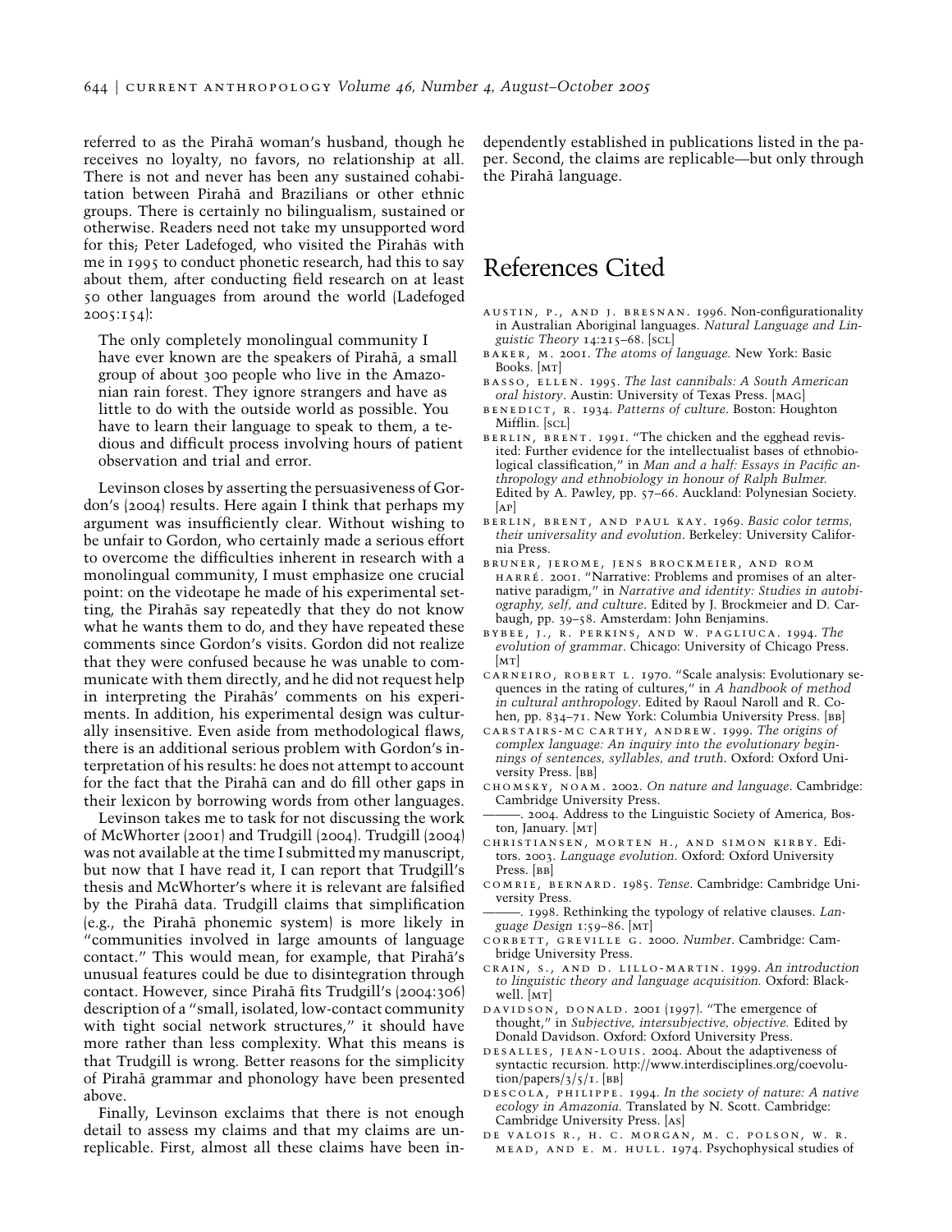referred to as the Pirahã woman's husband, though he receives no loyalty, no favors, no relationship at all. There is not and never has been any sustained cohabitation between Pirahã and Brazilians or other ethnic groups. There is certainly no bilingualism, sustained or otherwise. Readers need not take my unsupported word for this; Peter Ladefoged, who visited the Pirahãs with me in 1995 to conduct phonetic research, had this to say about them, after conducting field research on at least 50 other languages from around the world (Ladefoged 2005:154):

> The only completely monolingual community I have ever known are the speakers of Pirahã, a small group of about 300 people who live in the Amazonian rain forest. They ignore strangers and have as little to do with the outside world as possible. You have to learn their language to speak to them, a tedious and difficult process involving hours of patient observation and trial and error.

Levinson closes by asserting the persuasiveness of Gordon's (2004) results. Here again I think that perhaps my argument was insufficiently clear. Without wishing to be unfair to Gordon, who certainly made a serious effort to overcome the difficulties inherent in research with a monolingual community, I must emphasize one crucial point: on the videotape he made of his experimental setting, the Pirahãs say repeatedly that they do not know what he wants them to do, and they have repeated these comments since Gordon's visits. Gordon did not realize that they were confused because he was unable to communicate with them directly, and he did not request help in interpreting the Pirahãs' comments on his experiments. In addition, his experimental design was culturally insensitive. Even aside from methodological flaws, there is an additional serious problem with Gordon's interpretation of his results: he does not attempt to account for the fact that the Pirahã can and do fill other gaps in their lexicon by borrowing words from other languages.

Levinson takes me to task for not discussing the work of McWhorter (2001) and Trudgill (2004). Trudgill (2004) was not available at the time I submitted my manuscript, but now that I have read it, I can report that Trudgill's thesis and McWhorter's where it is relevant are falsified by the Pirahã data. Trudgill claims that simplification (e.g., the Pirahã phonemic system) is more likely in "communities involved in large amounts of language contact." This would mean, for example, that Pirahã's unusual features could be due to disintegration through contact. However, since Pirahã fits Trudgill's (2004:306) description of a "small, isolated, low-contact community with tight social network structures," it should have more rather than less complexity. What this means is that Trudgill is wrong. Better reasons for the simplicity of Pirahã grammar and phonology have been presented above.

Finally, Levinson exclaims that there is not enough detail to assess my claims and that my claims are unreplicable. First, almost all these claims have been independently established in publications listed in the paper. Second, the claims are replicable—but only through the Pirahã language.

# References Cited

AUSTIN, P., AND J. BRESNAN. 1996. Non-configurationality in Australian Aboriginal languages. *Natural Language and Linguistic Theory* 14:215–68. [SCL]

BAKER, M. 2001. *The atoms of language.* New York: Basic Books. [MT]

BASSO, ELLEN. 1995. *The last cannibals: A South American oral history.* Austin: University of Texas Press. [MAG]

BENEDICT, R. 1934. *Patterns of culture.* Boston: Houghton Mifflin. [SCL]

BERLIN, BRENT. 1991. "The chicken and the egghead revisited: Further evidence for the intellectualist bases of ethnobiological classification," in *Man and a half: Essays in Pacific anthropology and ethnobiology in honour of Ralph Bulmer.* Edited by A. Pawley, pp. 57–66. Auckland: Polynesian Society. [AP]

BERLIN, BRENT, AND PAUL KAY. 1969. *Basic color terms, their universality and evolution.* Berkeley: University California Press.

BRUNER, JEROME, JENS BROCKMEIER, AND ROM HARRÉ. 2001. "Narrative: Problems and promises of an alternative paradigm," in *Narrative and identity: Studies in autobiography, self, and culture.* Edited by J. Brockmeier and D. Carbaugh, pp. 39–58. Amsterdam: John Benjamins.

BYBEE, J., R. PERKINS, AND W. PAGLIUCA. 1994. *The evolution of grammar.* Chicago: University of Chicago Press. [MT]

CARNEIRO, ROBERT L. 1970. "Scale analysis: Evolutionary sequences in the rating of cultures," in *A handbook of method in cultural anthropology.* Edited by Raoul Naroll and R. Cohen, pp. 834–71. New York: Columbia University Press. [BB]

CARSTAIRS-MC CARTHY, ANDREW. 1999. *The origins of complex language: An inquiry into the evolutionary beginnings of sentences, syllables, and truth.* Oxford: Oxford University Press. [BB]

CHOMSKY, NOAM. 2002. *On nature and language.* Cambridge: Cambridge University Press.

———. 2004. Address to the Linguistic Society of America, Boston, January. [MT]

CHRISTIANSEN, MORTEN H., AND SIMON KIRBY. Editors. 2003. *Language evolution.* Oxford: Oxford University Press. [BB]

COMRIE, BERNARD. 1985. *Tense.* Cambridge: Cambridge University Press.

———. 1998. Rethinking the typology of relative clauses. *Language Design* 1:59–86. [MT]

CORBETT, GREVILLE G. 2000. *Number.* Cambridge: Cambridge University Press.

CRAIN, S., AND D. LILLO-MARTIN. 1999. *An introduction to linguistic theory and language acquisition.* Oxford: Blackwell. [MT]

DAVIDSON, DONALD. 2001 (1997). "The emergence of thought," in *Subjective, intersubjective, objective.* Edited by Donald Davidson. Oxford: Oxford University Press.

DESALLES, JEAN-LOUIS. 2004. About the adaptiveness of syntactic recursion. http://www.interdisciplines.org/coevolution/papers/3/5/1. [BB]

DESCOLA, PHILIPPE. 1994. *In the society of nature: A native ecology in Amazonia.* Translated by N. Scott. Cambridge: Cambridge University Press. [AS]

DE VALOIS R., H. C. MORGAN, M. C. POLSON, W. R. MEAD, AND E. M. HULL. 1974. Psychophysical studies of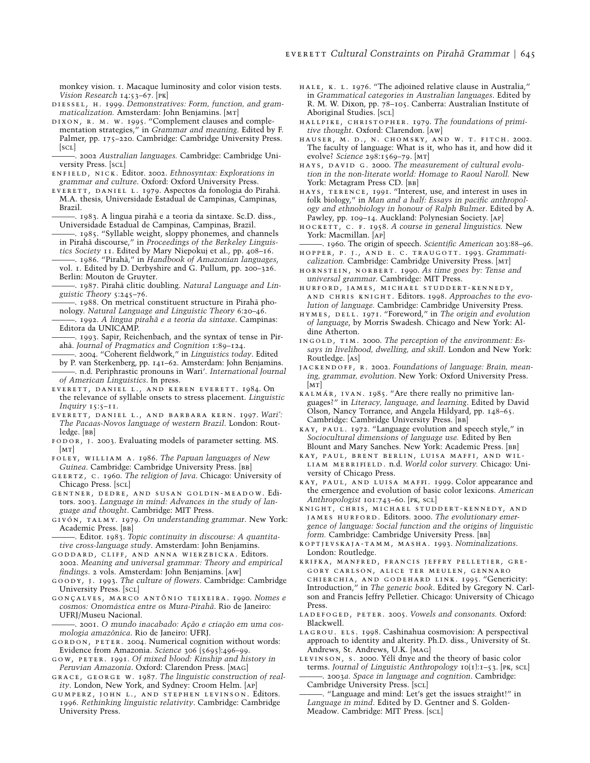monkey vision. 1. Macaque luminosity and color vision tests. *Vision Research* 14:53–67. [PK]

DIESSEL, H. 1999. *Demonstratives: Form, function, and grammaticalization.* Amsterdam: John Benjamins. [MT]

DIXON, R. M. W. 1995. "Complement clauses and complementation strategies," in *Grammar and meaning.* Edited by F. Palmer, pp. 175–220. Cambridge: Cambridge University Press. [SCL]

———. 2002 *Australian languages.* Cambridge: Cambridge University Press. [SCL]

ENFIELD, NICK. Editor. 2002. *Ethnosyntax: Explorations in grammar and culture.* Oxford: Oxford University Press.

EVERETT, DANIEL L. 1979. Aspectos da fonologia do Pirahã. M.A. thesis, Universidade Estadual de Campinas, Campinas, Brazil.

———. 1983. A lingua pirahã e a teoria da sintaxe. Sc.D. diss., Universidade Estadual de Campinas, Campinas, Brazil.

———. 1985. "Syllable weight, sloppy phonemes, and channels in Pirahã discourse," in *Proceedings of the Berkeley Linguistics Society* 11. Edited by Mary Niepokuj et al., pp. 408–16.

———. 1986. "Pirahã," in *Handbook of Amazonian languages,* vol. 1. Edited by D. Derbyshire and G. Pullum, pp. 200–326. Berlin: Mouton de Gruyter.

———. 1987. Pirahã clitic doubling. *Natural Language and Linguistic Theory* 5:245–76.

———. 1988. On metrical constituent structure in Pirahã phonology. *Natural Language and Linguistic Theory* 6:20–46.

———. 1992. *A lingua pirahã e a teoria da sintaxe.* Campinas: Editora da UNICAMP.

———. 1993. Sapir, Reichenbach, and the syntax of tense in Pirahã. *Journal of Pragmatics and Cognition* 1:89–124.

———. 2004. "Coherent fieldwork," in *Linguistics today.* Edited by P. van Sterkenberg, pp. 141–62. Amsterdam: John Benjamins.

———. n.d. Periphrastic pronouns in Wari'. *International Journal of American Linguistics.* In press.

EVERETT, DANIEL L., AND KEREN EVERETT. 1984. On the relevance of syllable onsets to stress placement. *Linguistic Inquiry* 15:5–11.

EVERETT, DANIEL L., AND BARBARA KERN. 1997. *Wari': The Pacaas-Novos language of western Brazil.* London: Routledge. [BB]

FODOR, J. 2003. Evaluating models of parameter setting. MS. [MT]

FOLEY, WILLIAM A. 1986. *The Papuan languages of New Guinea.* Cambridge: Cambridge University Press. [BB]

GEERTZ, C. 1960. *The religion of Java.* Chicago: University of Chicago Press. [SCL]

GENTNER, DEDRE, AND SUSAN GOLDIN-MEADOW. Editors. 2003. *Language in mind: Advances in the study of language and thought.* Cambridge: MIT Press.

GIVÓN, TALMY. 1979. *On understanding grammar.* New York: Academic Press. [BB]

———. Editor. 1983. *Topic continuity in discourse: A quantitative cross-language study.* Amsterdam: John Benjamins.

GODDARD, CLIFF, AND ANNA WIERZBICKA. Editors. 2002. *Meaning and universal grammar: Theory and empirical findings.* 2 vols. Amsterdam: John Benjamins. [AW]

GOODY, J. 1993. *The culture of flowers.* Cambridge: Cambridge University Press. [SCL]

GONÇALVES, MARCO ANTÔNIO TEIXEIRA. 1990. *Nomes e cosmos: Onomástica entre os Mura-Pirahã.* Rio de Janeiro: UFRJ/Museu Nacional.

———. 2001. *O mundo inacabado: Ação e criação em uma cosmologia amazônica.* Rio de Janeiro: UFRJ.

GORDON, PETER. 2004. Numerical cognition without words: Evidence from Amazonia. *Science* 306 (5695):496–99.

GOW, PETER. 1991. *Of mixed blood: Kinship and history in Peruvian Amazonia.* Oxford: Clarendon Press. [MAG]

GRACE, GEORGE W. 1987. *The linguistic construction of reality.* London, New York, and Sydney: Croom Helm. [AP]

GUMPERZ, JOHN L., AND STEPHEN LEVINSON. Editors. 1996. *Rethinking linguistic relativity.* Cambridge: Cambridge University Press.

HALE, K. L. 1976. "The adjoined relative clause in Australia," in *Grammatical categories in Australian languages.* Edited by R. M. W. Dixon, pp. 78–105. Canberra: Australian Institute of Aboriginal Studies. [SCL]

HALLPIKE, CHRISTOPHER. 1979. *The foundations of primitive thought.* Oxford: Clarendon. [AW]

HAUSER, M. D., N. CHOMSKY, AND W. T. FITCH. 2002. The faculty of language: What is it, who has it, and how did it evolve? *Science* 298:1569–79. [MT]

HAYS, DAVID G. 2000. *The measurement of cultural evolution in the non-literate world: Homage to Raoul Naroll.* New York: Metagram Press CD. [BB]

HAYS, TERENCE. 1991. "Interest, use, and interest in uses in folk biology," in *Man and a half: Essays in pacific anthropology and ethnobiology in honour of Ralph Bulmer.* Edited by A. Pawley, pp. 109–14. Auckland: Polynesian Society. [AP]

HOCKETT, C. F. 1958. *A course in general linguistics.* New York: Macmillan. [AP]

———. 1960. The origin of speech. *Scientific American* 203:88–96.

HOPPER, P. J., AND E. C. TRAUGOTT. 1993. *Grammaticalization.* Cambridge: Cambridge University Press. [MT]

HORNSTEIN, NORBERT. 1990. *As time goes by: Tense and universal grammar.* Cambridge: MIT Press.

HURFORD, JAMES, MICHAEL STUDDERT-KENNEDY, AND CHRIS KNIGHT. Editors. 1998. *Approaches to the evolution of language.* Cambridge: Cambridge University Press.

HYMES, DELL. 1971. "Foreword," in *The origin and evolution of language,* by Morris Swadesh. Chicago and New York: Aldine Atherton.

INGOLD, TIM. 2000. *The perception of the environment: Essays in livelihood, dwelling, and skill.* London and New York: Routledge. [AS]

JACKENDOFF, R. 2002. *Foundations of language: Brain, meaning, grammar, evolution.* New York: Oxford University Press. [MT]

KALMÁR, IVAN. 1985. "Are there really no primitive languages?" in *Literacy, language, and learning.* Edited by David Olson, Nancy Torrance, and Angela Hildyard, pp. 148–65. Cambridge: Cambridge University Press. [BB]

KAY, PAUL. 1972. "Language evolution and speech style," in *Sociocultural dimensions of language use.* Edited by Ben Blount and Mary Sanches. New York: Academic Press. [BB]

KAY, PAUL, BRENT BERLIN, LUISA MAFFI, AND WILLIAM MERRIFIELD. n.d. *World color survery.* Chicago: University of Chicago Press.

KAY, PAUL, AND LUISA MAFFI. 1999. Color appearance and the emergence and evolution of basic color lexicons. *American Anthropologist* 101:743–60. [PK, SCL]

KNIGHT, CHRIS, MICHAEL STUDDERT-KENNEDY, AND JAMES HURFORD. Editors. 2000. *The evolutionary emergence of language: Social function and the origins of linguistic form.* Cambridge: Cambridge University Press. [BB]

KOPTJEVSKAJA-TAMM, MASHA. 1993. *Nominalizations.* London: Routledge.

KRIFKA, MANFRED, FRANCIS JEFFRY PELLETIER, GREGORY CARLSON, ALICE TER MEULEN, GENNARO CHIERCHIA, AND GODEHARD LINK. 1995. "Genericity: Introduction," in *The generic book.* Edited by Gregory N. Carlson and Francis Jeffry Pelletier. Chicago: University of Chicago Press.

LADEFOGED, PETER. 2005. *Vowels and consonants.* Oxford: Blackwell.

LAGROU. ELS. 1998. Cashinahua cosmovision: A perspectival approach to identity and alterity. Ph.D. diss., University of St. Andrews, St. Andrews, U.K. [MAG]

LEVINSON, S. 2000. Yélî dnye and the theory of basic color terms. *Journal of Linguistic Anthropology* 10(1):1–53. [PK, SCL]

———. 2003*a*. *Space in language and cognition.* Cambridge: Cambridge University Press. [SCL]

———. "Language and mind: Let's get the issues straight!" in *Language in mind.* Edited by D. Gentner and S. Golden-Meadow. Cambridge: MIT Press. [SCL]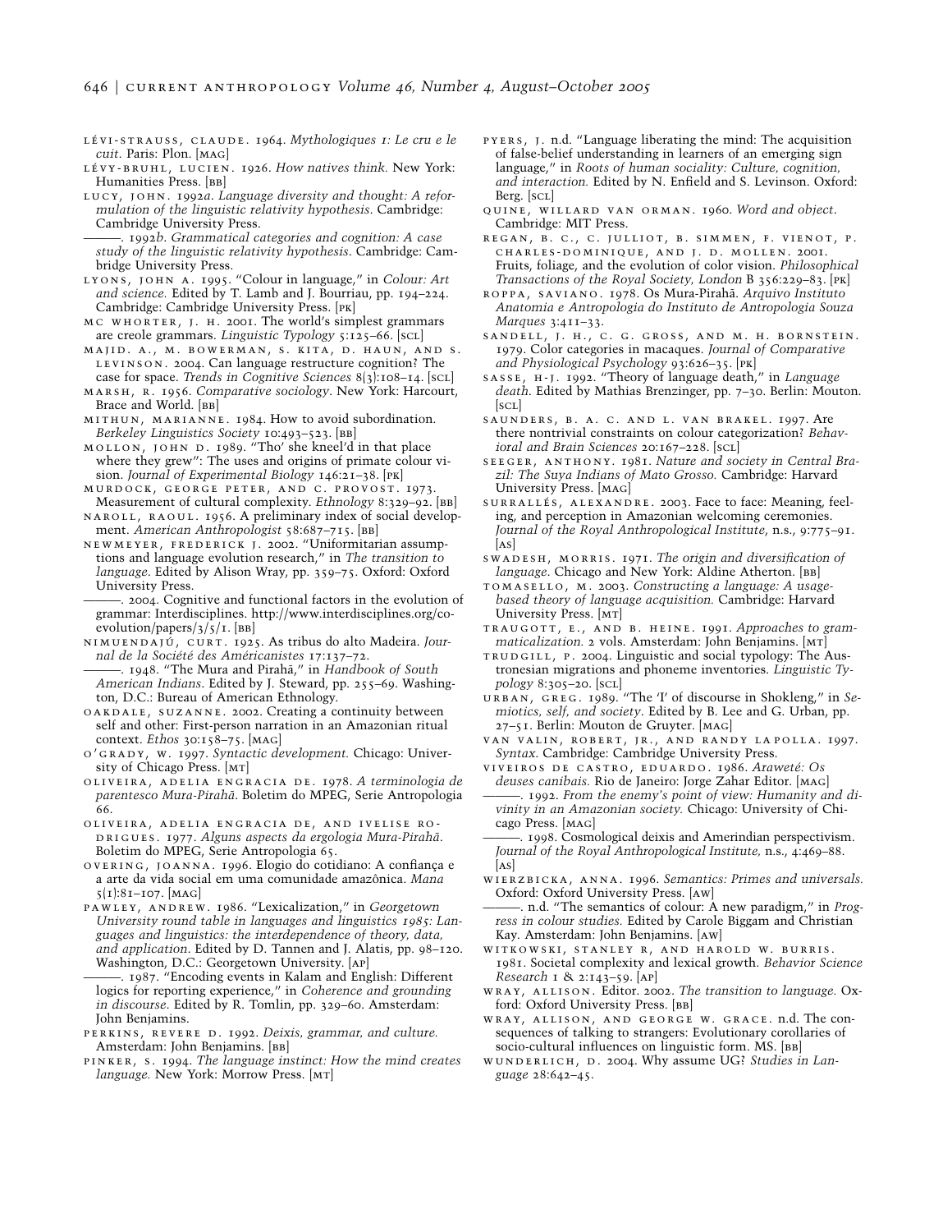Lévi-Strauss, Claude. 1964. *Mythologiques 1: Le cru e le cuit*. Paris: Plon. [MAG]

Lévy-Bruhl, Lucien. 1926. *How natives think*. New York: Humanities Press. [BB]

Lucy, John. 1992*a*. *Language diversity and thought: A reformulation of the linguistic relativity hypothesis*. Cambridge: Cambridge University Press.

———. 1992*b*. *Grammatical categories and cognition: A case study of the linguistic relativity hypothesis*. Cambridge: Cambridge University Press.

Lyons, John A. 1995. "Colour in language," in *Colour: Art and science*. Edited by T. Lamb and J. Bourriau, pp. 194–224. Cambridge: Cambridge University Press. [PK]

Mc Whorter, J. H. 2001. The world's simplest grammars are creole grammars. *Linguistic Typology* 5:125–66. [SCL]

Majid. A., M. Bowerman, S. Kita, D. Haun, and S. Levinson. 2004. Can language restructure cognition? The case for space. *Trends in Cognitive Sciences* 8(3):108–14. [SCL]

Marsh, R. 1956. *Comparative sociology*. New York: Harcourt, Brace and World. [BB]

Mithun, Marianne. 1984. How to avoid subordination. *Berkeley Linguistics Society* 10:493–523. [BB]

Mollon, John D. 1989. "Tho' she kneel'd in that place where they grew": The uses and origins of primate colour vision. *Journal of Experimental Biology* 146:21–38. [PK]

Murdock, George Peter, and C. Provost. 1973. Measurement of cultural complexity. *Ethnology* 8:329–92. [BB]

Naroll, Raoul. 1956. A preliminary index of social development. *American Anthropologist* 58:687–715. [BB]

Newmeyer, Frederick J. 2002. "Uniformitarian assumptions and language evolution research," in *The transition to language*. Edited by Alison Wray, pp. 359–75. Oxford: Oxford University Press.

———. 2004. Cognitive and functional factors in the evolution of grammar: Interdisciplines. http://www.interdisciplines.org/coevolution/papers/3/5/1. [BB]

Nimuendajú, Curt. 1925. As tribus do alto Madeira. *Journal de la Société des Américanistes* 17:137–72.

———. 1948. "The Mura and Pirahã," in *Handbook of South American Indians*. Edited by J. Steward, pp. 255–69. Washington, D.C.: Bureau of American Ethnology.

Oakdale, Suzanne. 2002. Creating a continuity between self and other: First-person narration in an Amazonian ritual context. *Ethos* 30:158–75. [MAG]

O'Grady, W. 1997. *Syntactic development*. Chicago: University of Chicago Press. [MT]

Oliveira, Adelia Engracia de. 1978. *A terminologia de parentesco Mura-Pirahã*. Boletim do MPEG, Serie Antropologia 66.

Oliveira, Adelia Engracia de, and Ivelise Rodrigues. 1977. *Alguns aspects da ergologia Mura-Pirahã*. Boletim do MPEG, Serie Antropologia 65.

Overing, Joanna. 1996. Elogio do cotidiano: A confiança e a arte da vida social em uma comunidade amazônica. *Mana* 5(1):81–107. [MAG]

Pawley, Andrew. 1986. "Lexicalization," in *Georgetown University round table in languages and linguistics 1985: Languages and linguistics: the interdependence of theory, data, and application*. Edited by D. Tannen and J. Alatis, pp. 98–120. Washington, D.C.: Georgetown University. [AP]

———. 1987. "Encoding events in Kalam and English: Different logics for reporting experience," in *Coherence and grounding in discourse*. Edited by R. Tomlin, pp. 329–60. Amsterdam: John Benjamins.

Perkins, Revere D. 1992. *Deixis, grammar, and culture*. Amsterdam: John Benjamins. [BB]

Pinker, S. 1994. *The language instinct: How the mind creates language*. New York: Morrow Press. [MT]

Pyers, J. n.d. "Language liberating the mind: The acquisition of false-belief understanding in learners of an emerging sign language," in *Roots of human sociality: Culture, cognition, and interaction*. Edited by N. Enfield and S. Levinson. Oxford: Berg. [SCL]

Quine, Willard van Orman. 1960. *Word and object*. Cambridge: MIT Press.

Regan, B. C., C. Julliot, B. Simmen, F. Vienot, P. Charles-Dominique, and J. D. Mollen. 2001. Fruits, foliage, and the evolution of color vision. *Philosophical Transactions of the Royal Society, London* B 356:229–83. [PK]

Roppa, Saviano. 1978. Os Mura-Pirahã. *Arquivo Instituto Anatomia e Antropologia do Instituto de Antropologia Souza Marques* 3:411–33.

Sandell, J. H., C. G. Gross, and M. H. Bornstein. 1979. Color categories in macaques. *Journal of Comparative and Physiological Psychology* 93:626–35. [PK]

Sasse, H-J. 1992. "Theory of language death," in *Language death*. Edited by Mathias Brenzinger, pp. 7–30. Berlin: Mouton. [SCL]

Saunders, B. A. C. and L. van Brakel. 1997. Are there nontrivial constraints on colour categorization? *Behavioral and Brain Sciences* 20:167–228. [SCL]

Seeger, Anthony. 1981. *Nature and society in Central Brazil: The Suya Indians of Mato Grosso*. Cambridge: Harvard University Press. [MAG]

Surrallés, Alexandre. 2003. Face to face: Meaning, feeling, and perception in Amazonian welcoming ceremonies. *Journal of the Royal Anthropological Institute*, n.s., 9:775–91. [AS]

Swadesh, Morris. 1971. *The origin and diversification of language*. Chicago and New York: Aldine Atherton. [BB]

Tomasello, M. 2003. *Constructing a language: A usage-based theory of language acquisition*. Cambridge: Harvard University Press. [MT]

Traugott, E., and B. Heine. 1991. *Approaches to grammaticalization*. 2 vols. Amsterdam: John Benjamins. [MT]

Trudgill, P. 2004. Linguistic and social typology: The Austronesian migrations and phoneme inventories. *Linguistic Typology* 8:305–20. [SCL]

Urban, Greg. 1989. "The 'I' of discourse in Shokleng," in *Semiotics, self, and society*. Edited by B. Lee and G. Urban, pp. 27–51. Berlin: Mouton de Gruyter. [MAG]

Van Valin, Robert, Jr., and Randy La Polla. 1997. *Syntax*. Cambridge: Cambridge University Press.

Viveiros de Castro, Eduardo. 1986. *Araweté: Os deuses canibais*. Rio de Janeiro: Jorge Zahar Editor. [MAG]

———. 1992. *From the enemy's point of view: Humanity and divinity in an Amazonian society*. Chicago: University of Chicago Press. [MAG]

———. 1998. Cosmological deixis and Amerindian perspectivism. *Journal of the Royal Anthropological Institute*, n.s., 4:469–88. [AS]

Wierzbicka, Anna. 1996. *Semantics: Primes and universals*. Oxford: Oxford University Press. [AW]

———. n.d. "The semantics of colour: A new paradigm," in *Progress in colour studies*. Edited by Carole Biggam and Christian Kay. Amsterdam: John Benjamins. [AW]

Witkowski, Stanley R, and Harold W. Burris. 1981. Societal complexity and lexical growth. *Behavior Science Research* 1 & 2:143–59. [AP]

Wray, Allison. Editor. 2002. *The transition to language*. Oxford: Oxford University Press. [BB]

Wray, Allison, and George W. Grace. n.d. The consequences of talking to strangers: Evolutionary corollaries of socio-cultural influences on linguistic form. MS. [BB]

Wunderlich, D. 2004. Why assume UG? *Studies in Language* 28:642–45.